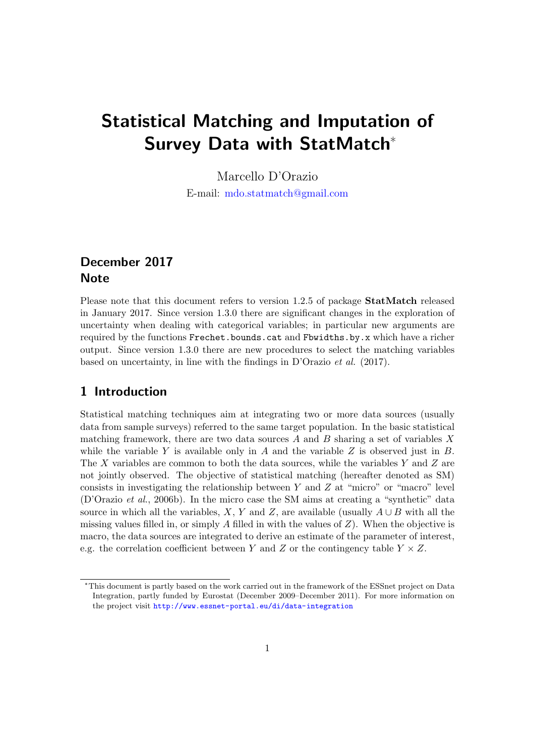# Statistical Matching and Imputation of Survey Data with StatMatch[*]

Marcello D'Orazio

E-mail: mdo.statmatch@gmail.com

## December 2017
## Note

Please note that this document refers to version 1.2.5 of package **StatMatch** released in January 2017. Since version 1.3.0 there are significant changes in the exploration of uncertainty when dealing with categorical variables; in particular new arguments are required by the functions `Frechet.bounds.cat` and `Fbwidths.by.x` which have a richer output. Since version 1.3.0 there are new procedures to select the matching variables based on uncertainty, in line with the findings in D'Orazio *et al.* (2017).

## 1 Introduction

Statistical matching techniques aim at integrating two or more data sources (usually data from sample surveys) referred to the same target population. In the basic statistical matching framework, there are two data sources $A$ and $B$ sharing a set of variables $X$ while the variable $Y$ is available only in $A$ and the variable $Z$ is observed just in $B$. The $X$ variables are common to both the data sources, while the variables $Y$ and $Z$ are not jointly observed. The objective of statistical matching (hereafter denoted as SM) consists in investigating the relationship between $Y$ and $Z$ at "micro" or "macro" level (D'Orazio *et al.*, 2006b). In the micro case the SM aims at creating a "synthetic" data source in which all the variables, $X$, $Y$ and $Z$, are available (usually $A \cup B$ with all the missing values filled in, or simply $A$ filled in with the values of $Z$). When the objective is macro, the data sources are integrated to derive an estimate of the parameter of interest, e.g. the correlation coefficient between $Y$ and $Z$ or the contingency table $Y \times Z$.

[*] This document is partly based on the work carried out in the framework of the ESSnet project on Data Integration, partly funded by Eurostat (December 2009–December 2011). For more information on the project visit http://www.essnet-portal.eu/di/data-integration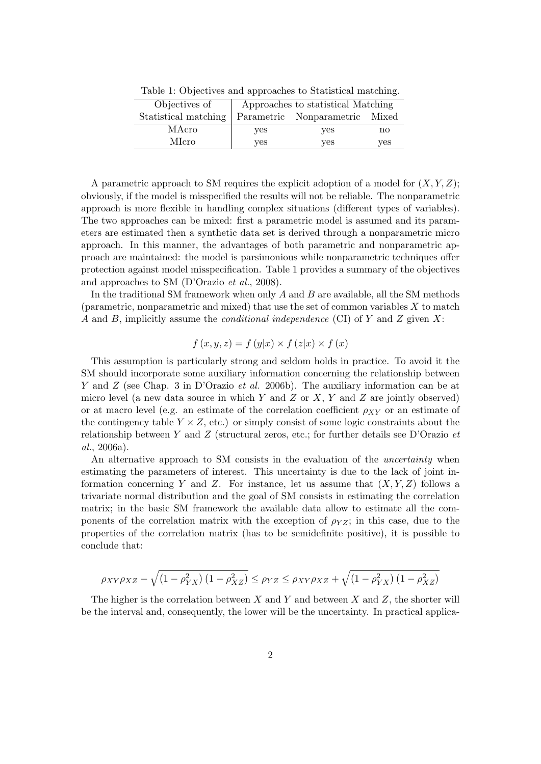Table 1: Objectives and approaches to Statistical matching.

| Objectives of | Approaches to statistical Matching | | |
|---|---|---|---|
| Statistical matching | Parametric | Nonparametric | Mixed |
| MAcro | yes | yes | no |
| MIcro | yes | yes | yes |

A parametric approach to SM requires the explicit adoption of a model for $(X, Y, Z)$; obviously, if the model is misspecified the results will not be reliable. The nonparametric approach is more flexible in handling complex situations (different types of variables). The two approaches can be mixed: first a parametric model is assumed and its parameters are estimated then a synthetic data set is derived through a nonparametric micro approach. In this manner, the advantages of both parametric and nonparametric approach are maintained: the model is parsimonious while nonparametric techniques offer protection against model misspecification. Table 1 provides a summary of the objectives and approaches to SM (D'Orazio *et al.*, 2008).

In the traditional SM framework when only $A$ and $B$ are available, all the SM methods (parametric, nonparametric and mixed) that use the set of common variables $X$ to match $A$ and $B$, implicitly assume the *conditional independence* (CI) of $Y$ and $Z$ given $X$:

$$f(x, y, z) = f(y|x) \times f(z|x) \times f(x)$$

This assumption is particularly strong and seldom holds in practice. To avoid it the SM should incorporate some auxiliary information concerning the relationship between $Y$ and $Z$ (see Chap. 3 in D'Orazio *et al.* 2006b). The auxiliary information can be at micro level (a new data source in which $Y$ and $Z$ or $X$, $Y$ and $Z$ are jointly observed) or at macro level (e.g. an estimate of the correlation coefficient $\rho_{XY}$ or an estimate of the contingency table $Y \times Z$, etc.) or simply consist of some logic constraints about the relationship between $Y$ and $Z$ (structural zeros, etc.; for further details see D'Orazio *et al.*, 2006a).

An alternative approach to SM consists in the evaluation of the *uncertainty* when estimating the parameters of interest. This uncertainty is due to the lack of joint information concerning $Y$ and $Z$. For instance, let us assume that $(X, Y, Z)$ follows a trivariate normal distribution and the goal of SM consists in estimating the correlation matrix; in the basic SM framework the available data allow to estimate all the components of the correlation matrix with the exception of $\rho_{YZ}$; in this case, due to the properties of the correlation matrix (has to be semidefinite positive), it is possible to conclude that:

$$\rho_{XY}\rho_{XZ} - \sqrt{\left(1 - \rho_{YX}^2\right)\left(1 - \rho_{XZ}^2\right)} \leq \rho_{YZ} \leq \rho_{XY}\rho_{XZ} + \sqrt{\left(1 - \rho_{YX}^2\right)\left(1 - \rho_{XZ}^2\right)}$$

The higher is the correlation between $X$ and $Y$ and between $X$ and $Z$, the shorter will be the interval and, consequently, the lower will be the uncertainty. In practical applica-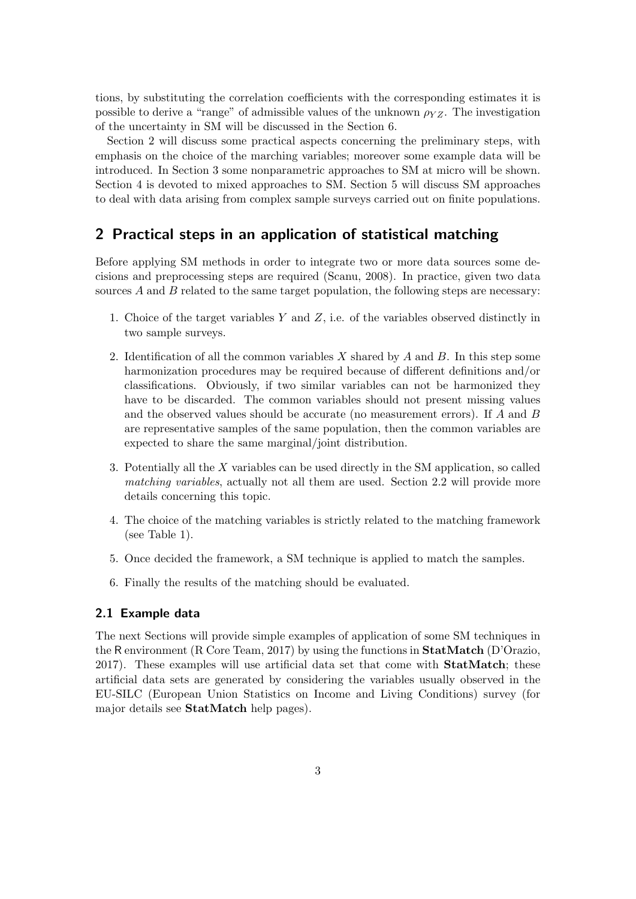tions, by substituting the correlation coefficients with the corresponding estimates it is possible to derive a "range" of admissible values of the unknown $\rho_{YZ}$. The investigation of the uncertainty in SM will be discussed in the Section 6.

Section 2 will discuss some practical aspects concerning the preliminary steps, with emphasis on the choice of the marching variables; moreover some example data will be introduced. In Section 3 some nonparametric approaches to SM at micro will be shown. Section 4 is devoted to mixed approaches to SM. Section 5 will discuss SM approaches to deal with data arising from complex sample surveys carried out on finite populations.

## 2 Practical steps in an application of statistical matching

Before applying SM methods in order to integrate two or more data sources some decisions and preprocessing steps are required (Scanu, 2008). In practice, given two data sources $A$ and $B$ related to the same target population, the following steps are necessary:

1. Choice of the target variables $Y$ and $Z$, i.e. of the variables observed distinctly in two sample surveys.
2. Identification of all the common variables $X$ shared by $A$ and $B$. In this step some harmonization procedures may be required because of different definitions and/or classifications. Obviously, if two similar variables can not be harmonized they have to be discarded. The common variables should not present missing values and the observed values should be accurate (no measurement errors). If $A$ and $B$ are representative samples of the same population, then the common variables are expected to share the same marginal/joint distribution.
3. Potentially all the $X$ variables can be used directly in the SM application, so called *matching variables*, actually not all them are used. Section 2.2 will provide more details concerning this topic.
4. The choice of the matching variables is strictly related to the matching framework (see Table 1).
5. Once decided the framework, a SM technique is applied to match the samples.
6. Finally the results of the matching should be evaluated.

### 2.1 Example data

The next Sections will provide simple examples of application of some SM techniques in the R environment (R Core Team, 2017) by using the functions in **StatMatch** (D'Orazio, 2017). These examples will use artificial data set that come with **StatMatch**; these artificial data sets are generated by considering the variables usually observed in the EU-SILC (European Union Statistics on Income and Living Conditions) survey (for major details see **StatMatch** help pages).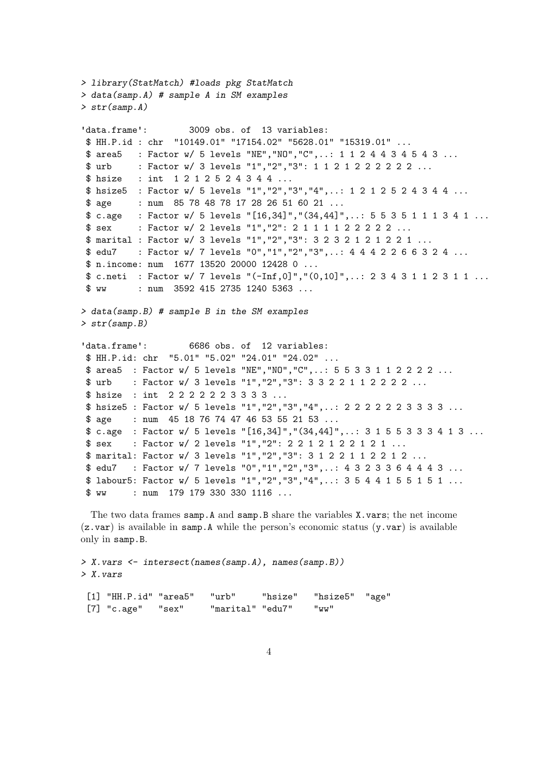```
> library(StatMatch) #loads pkg StatMatch
> data(samp.A) # sample A in SM examples
> str(samp.A)

'data.frame':        3009 obs. of  13 variables:
 $ HH.P.id : chr  "10149.01" "17154.02" "5628.01" "15319.01" ...
 $ area5   : Factor w/ 5 levels "NE","NO","C",..: 1 1 2 4 4 3 4 5 4 3 ...
 $ urb     : Factor w/ 3 levels "1","2","3": 1 1 2 1 2 2 2 2 2 2 ...
 $ hsize   : int  1 2 1 2 5 2 4 3 4 4 ...
 $ hsize5  : Factor w/ 5 levels "1","2","3","4",..: 1 2 1 2 5 2 4 3 4 4 ...
 $ age     : num  85 78 48 78 17 28 26 51 60 21 ...
 $ c.age   : Factor w/ 5 levels "[16,34]","(34,44]",..: 5 5 3 5 1 1 1 3 4 1 ...
 $ sex     : Factor w/ 2 levels "1","2": 2 1 1 1 1 1 2 2 2 2 2 ...
 $ marital : Factor w/ 3 levels "1","2","3": 3 2 3 2 1 2 1 2 2 1 ...
 $ edu7    : Factor w/ 7 levels "0","1","2","3",..: 4 4 4 2 2 6 6 3 2 4 ...
 $ n.income: num  1677 13520 20000 12428 0 ...
 $ c.neti  : Factor w/ 7 levels "(-Inf,0]","(0,10]",..: 2 3 4 3 1 1 2 3 1 1 ...
 $ ww      : num  3592 415 2735 1240 5363 ...

> data(samp.B) # sample B in the SM examples
> str(samp.B)

'data.frame':        6686 obs. of  12 variables:
 $ HH.P.id: chr  "5.01" "5.02" "24.01" "24.02" ...
 $ area5  : Factor w/ 5 levels "NE","NO","C",..: 5 5 3 3 1 1 2 2 2 2 ...
 $ urb    : Factor w/ 3 levels "1","2","3": 3 3 2 2 1 1 2 2 2 2 ...
 $ hsize  : int  2 2 2 2 2 2 3 3 3 3 ...
 $ hsize5 : Factor w/ 5 levels "1","2","3","4",..: 2 2 2 2 2 2 3 3 3 3 ...
 $ age    : num  45 18 76 74 47 46 53 55 21 53 ...
 $ c.age  : Factor w/ 5 levels "[16,34]","(34,44]",..: 3 1 5 5 3 3 3 4 1 3 ...
 $ sex    : Factor w/ 2 levels "1","2": 2 2 1 2 1 2 2 1 2 1 ...
 $ marital: Factor w/ 3 levels "1","2","3": 3 1 2 2 1 1 2 2 1 2 ...
 $ edu7   : Factor w/ 7 levels "0","1","2","3",..: 4 3 2 3 3 6 4 4 4 3 ...
 $ labour5: Factor w/ 5 levels "1","2","3","4",..: 3 5 4 4 1 5 5 1 5 1 ...
 $ ww     : num  179 179 330 330 1116 ...
```

The two data frames samp.A and samp.B share the variables X.vars; the net income (z.var) is available in samp.A while the person's economic status (y.var) is available only in samp.B.

```
> X.vars <- intersect(names(samp.A), names(samp.B))
> X.vars

 [1] "HH.P.id" "area5"   "urb"     "hsize"   "hsize5"  "age"
 [7] "c.age"   "sex"     "marital" "edu7"    "ww"
```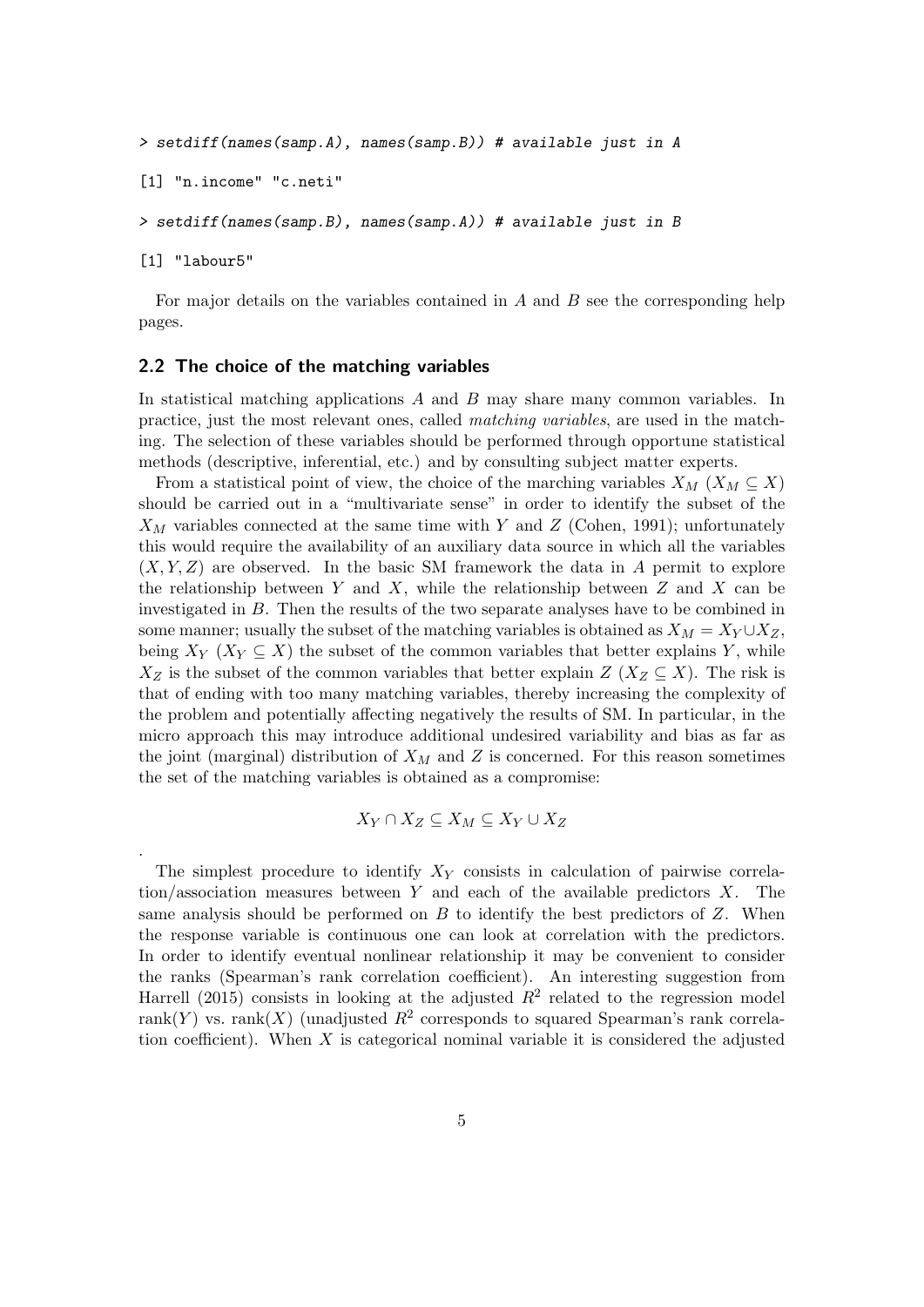```
> setdiff(names(samp.A), names(samp.B)) # available just in A

[1] "n.income" "c.neti"

> setdiff(names(samp.B), names(samp.A)) # available just in B

[1] "labour5"
```

For major details on the variables contained in $A$ and $B$ see the corresponding help pages.

## 2.2 The choice of the matching variables

In statistical matching applications $A$ and $B$ may share many common variables. In practice, just the most relevant ones, called *matching variables*, are used in the matching. The selection of these variables should be performed through opportune statistical methods (descriptive, inferential, etc.) and by consulting subject matter experts.

From a statistical point of view, the choice of the marching variables $X_M$ ($X_M \subseteq X$) should be carried out in a "multivariate sense" in order to identify the subset of the $X_M$ variables connected at the same time with $Y$ and $Z$ (Cohen, 1991); unfortunately this would require the availability of an auxiliary data source in which all the variables $(X, Y, Z)$ are observed. In the basic SM framework the data in $A$ permit to explore the relationship between $Y$ and $X$, while the relationship between $Z$ and $X$ can be investigated in $B$. Then the results of the two separate analyses have to be combined in some manner; usually the subset of the matching variables is obtained as $X_M = X_Y \cup X_Z$, being $X_Y$ ($X_Y \subseteq X$) the subset of the common variables that better explains $Y$, while $X_Z$ is the subset of the common variables that better explain $Z$ ($X_Z \subseteq X$). The risk is that of ending with too many matching variables, thereby increasing the complexity of the problem and potentially affecting negatively the results of SM. In particular, in the micro approach this may introduce additional undesired variability and bias as far as the joint (marginal) distribution of $X_M$ and $Z$ is concerned. For this reason sometimes the set of the matching variables is obtained as a compromise:

$$X_Y \cap X_Z \subseteq X_M \subseteq X_Y \cup X_Z$$

.

The simplest procedure to identify $X_Y$ consists in calculation of pairwise correlation/association measures between $Y$ and each of the available predictors $X$. The same analysis should be performed on $B$ to identify the best predictors of $Z$. When the response variable is continuous one can look at correlation with the predictors. In order to identify eventual nonlinear relationship it may be convenient to consider the ranks (Spearman's rank correlation coefficient). An interesting suggestion from Harrell (2015) consists in looking at the adjusted $R^2$ related to the regression model rank($Y$) vs. rank($X$) (unadjusted $R^2$ corresponds to squared Spearman's rank correlation coefficient). When $X$ is categorical nominal variable it is considered the adjusted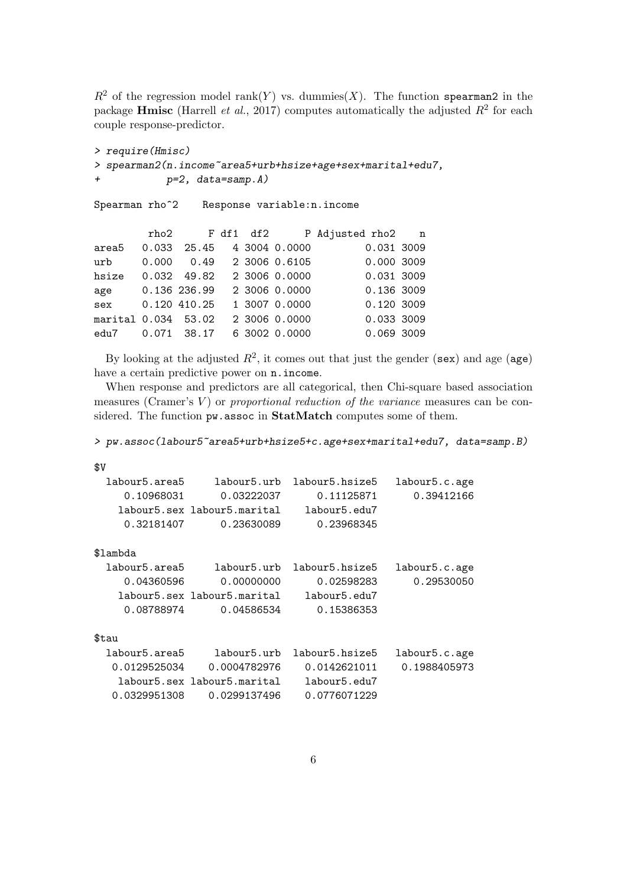$R^2$ of the regression model rank($Y$) vs. dummies($X$). The function `spearman2` in the package **Hmisc** (Harrell *et al.*, 2017) computes automatically the adjusted $R^2$ for each couple response-predictor.

```
> require(Hmisc)
> spearman2(n.income~area5+urb+hsize+age+sex+marital+edu7,
+           p=2, data=samp.A)

Spearman rho^2    Response variable:n.income

         rho2      F df1  df2      P Adjusted rho2    n
area5   0.033  25.45   4 3004 0.0000         0.031 3009
urb     0.000   0.49   2 3006 0.6105         0.000 3009
hsize   0.032  49.82   2 3006 0.0000         0.031 3009
age     0.136 236.99   2 3006 0.0000         0.136 3009
sex     0.120 410.25   1 3007 0.0000         0.120 3009
marital 0.034  53.02   2 3006 0.0000         0.033 3009
edu7    0.071  38.17   6 3002 0.0000         0.069 3009
```

By looking at the adjusted $R^2$, it comes out that just the gender (`sex`) and age (`age`) have a certain predictive power on `n.income`.

When response and predictors are all categorical, then Chi-square based association measures (Cramer's $V$) or *proportional reduction of the variance* measures can be considered. The function `pw.assoc` in **StatMatch** computes some of them.

```
> pw.assoc(labour5~area5+urb+hsize5+c.age+sex+marital+edu7, data=samp.B)

$V
  labour5.area5     labour5.urb  labour5.hsize5   labour5.c.age
     0.10968031      0.03222037      0.11125871      0.39412166
    labour5.sex labour5.marital    labour5.edu7
     0.32181407      0.23630089      0.23968345

$lambda
  labour5.area5     labour5.urb  labour5.hsize5   labour5.c.age
     0.04360596      0.00000000      0.02598283      0.29530050
    labour5.sex labour5.marital    labour5.edu7
     0.08788974      0.04586534      0.15386353

$tau
  labour5.area5     labour5.urb  labour5.hsize5   labour5.c.age
   0.0129525034    0.0004782976    0.0142621011    0.1988405973
    labour5.sex labour5.marital    labour5.edu7
   0.0329951308    0.0299137496    0.0776071229
```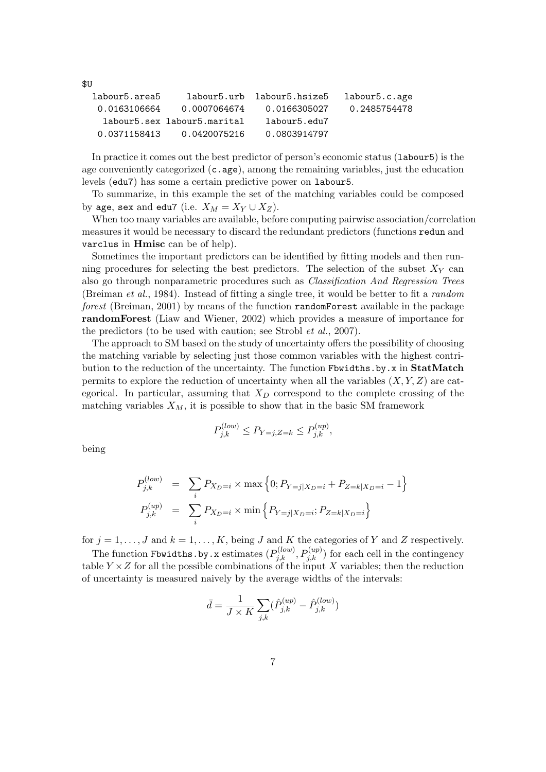```
$U
  labour5.area5     labour5.urb  labour5.hsize5   labour5.c.age
   0.0163106664    0.0007064674    0.0166305027    0.2485754478
    labour5.sex labour5.marital     labour5.edu7
   0.0371158413    0.0420075216    0.0803914797
```

In practice it comes out the best predictor of person's economic status (`labour5`) is the age conveniently categorized (`c.age`), among the remaining variables, just the education levels (`edu7`) has some a certain predictive power on `labour5`.

To summarize, in this example the set of the matching variables could be composed by `age`, `sex` and `edu7` (i.e. $X_M = X_Y \cup X_Z$).

When too many variables are available, before computing pairwise association/correlation measures it would be necessary to discard the redundant predictors (functions `redun` and `varclus` in **Hmisc** can be of help).

Sometimes the important predictors can be identified by fitting models and then running procedures for selecting the best predictors. The selection of the subset $X_Y$ can also go through nonparametric procedures such as *Classification And Regression Trees* (Breiman *et al.*, 1984). Instead of fitting a single tree, it would be better to fit a *random forest* (Breiman, 2001) by means of the function `randomForest` available in the package **randomForest** (Liaw and Wiener, 2002) which provides a measure of importance for the predictors (to be used with caution; see Strobl *et al.*, 2007).

The approach to SM based on the study of uncertainty offers the possibility of choosing the matching variable by selecting just those common variables with the highest contribution to the reduction of the uncertainty. The function `Fbwidths.by.x` in **StatMatch** permits to explore the reduction of uncertainty when all the variables $(X, Y, Z)$ are categorical. In particular, assuming that $X_D$ correspond to the complete crossing of the matching variables $X_M$, it is possible to show that in the basic SM framework

$$P_{j,k}^{(low)} \leq P_{Y=j,Z=k} \leq P_{j,k}^{(up)},$$

being

$$\begin{aligned} P_{j,k}^{(low)} &= \sum_i P_{X_D=i} \times \max \left\{ 0; P_{Y=j|X_D=i} + P_{Z=k|X_D=i} - 1 \right\} \\ P_{j,k}^{(up)} &= \sum_i P_{X_D=i} \times \min \left\{ P_{Y=j|X_D=i}; P_{Z=k|X_D=i} \right\} \end{aligned}$$

for $j = 1, \ldots, J$ and $k = 1, \ldots, K$, being $J$ and $K$ the categories of $Y$ and $Z$ respectively.

The function `Fbwidths.by.x` estimates $(P_{j,k}^{(low)}, P_{j,k}^{(up)})$ for each cell in the contingency table $Y \times Z$ for all the possible combinations of the input $X$ variables; then the reduction of uncertainty is measured naively by the average widths of the intervals:

$$\bar{d} = \frac{1}{J \times K} \sum_{j,k} (\hat{P}_{j,k}^{(up)} - \hat{P}_{j,k}^{(low)})$$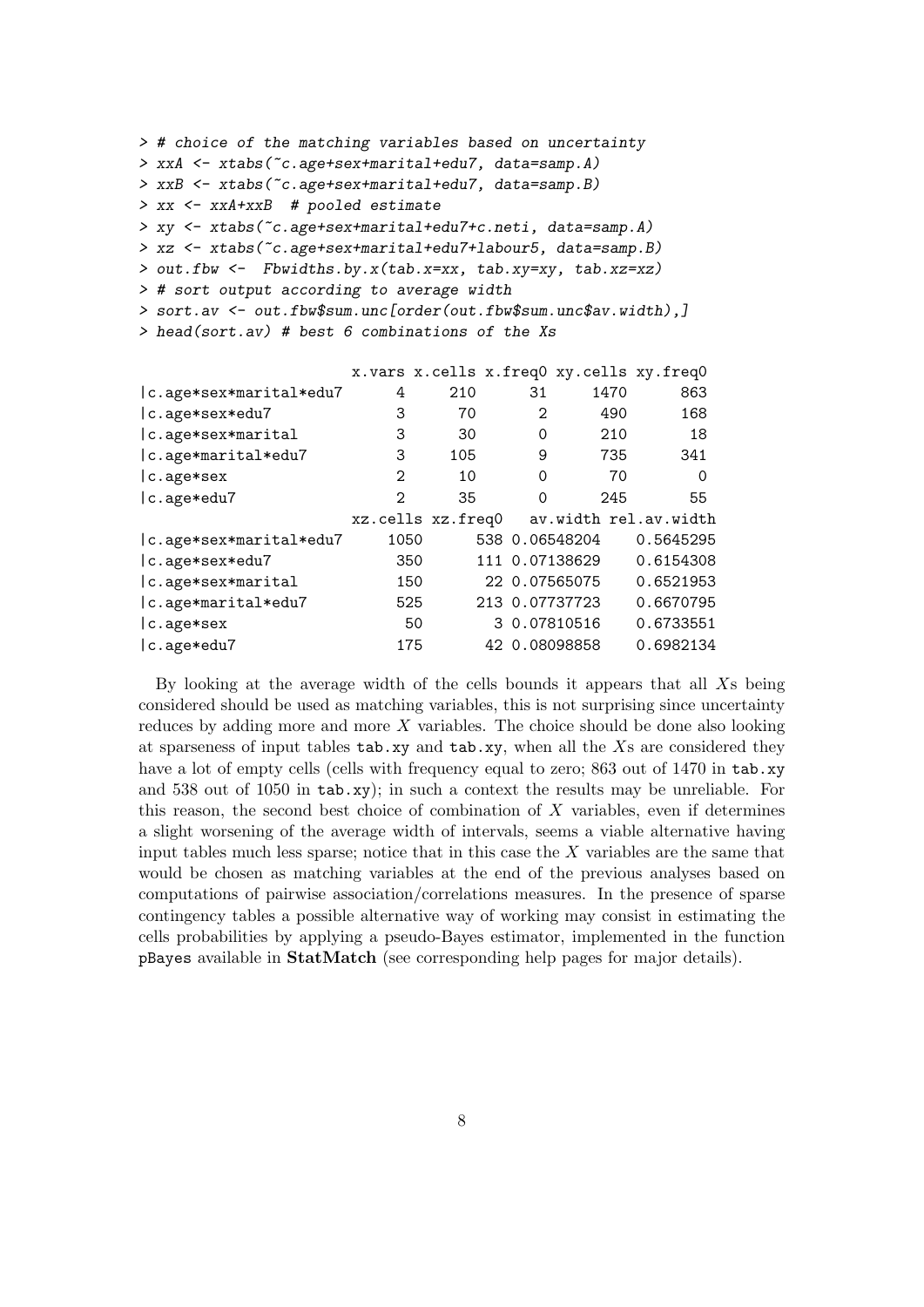```
> # choice of the matching variables based on uncertainty
> xxA <- xtabs(~c.age+sex+marital+edu7, data=samp.A)
> xxB <- xtabs(~c.age+sex+marital+edu7, data=samp.B)
> xx <- xxA+xxB  # pooled estimate
> xy <- xtabs(~c.age+sex+marital+edu7+c.neti, data=samp.A)
> xz <- xtabs(~c.age+sex+marital+edu7+labour5, data=samp.B)
> out.fbw <-  Fbwidths.by.x(tab.x=xx, tab.xy=xy, tab.xz=xz)
> # sort output according to average width
> sort.av <- out.fbw$sum.unc[order(out.fbw$sum.unc$av.width),]
> head(sort.av) # best 6 combinations of the Xs

                       x.vars x.cells x.freq0 xy.cells xy.freq0
|c.age*sex*marital*edu7     4     210      31     1470      863
|c.age*sex*edu7             3      70       2      490      168
|c.age*sex*marital          3      30       0      210       18
|c.age*marital*edu7         3     105       9      735      341
|c.age*sex                  2      10       0       70        0
|c.age*edu7                 2      35       0      245       55
                       xz.cells xz.freq0   av.width rel.av.width
|c.age*sex*marital*edu7     1050      538 0.06548204    0.5645295
|c.age*sex*edu7              350      111 0.07138629    0.6154308
|c.age*sex*marital           150       22 0.07565075    0.6521953
|c.age*marital*edu7          525      213 0.07737723    0.6670795
|c.age*sex                    50        3 0.07810516    0.6733551
|c.age*edu7                  175       42 0.08098858    0.6982134
```

By looking at the average width of the cells bounds it appears that all $X$s being considered should be used as matching variables, this is not surprising since uncertainty reduces by adding more and more $X$ variables. The choice should be done also looking at sparseness of input tables `tab.xy` and `tab.xy`, when all the $X$s are considered they have a lot of empty cells (cells with frequency equal to zero; 863 out of 1470 in `tab.xy` and 538 out of 1050 in `tab.xy`); in such a context the results may be unreliable. For this reason, the second best choice of combination of $X$ variables, even if determines a slight worsening of the average width of intervals, seems a viable alternative having input tables much less sparse; notice that in this case the $X$ variables are the same that would be chosen as matching variables at the end of the previous analyses based on computations of pairwise association/correlations measures. In the presence of sparse contingency tables a possible alternative way of working may consist in estimating the cells probabilities by applying a pseudo-Bayes estimator, implemented in the function `pBayes` available in **StatMatch** (see corresponding help pages for major details).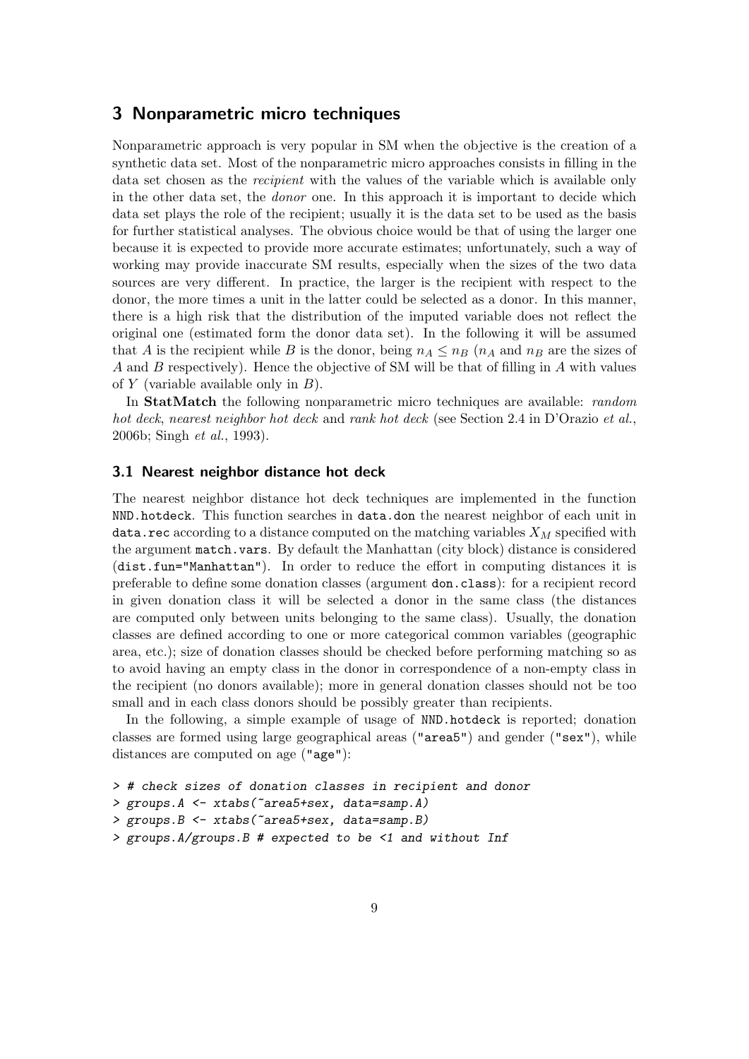## 3 Nonparametric micro techniques

Nonparametric approach is very popular in SM when the objective is the creation of a synthetic data set. Most of the nonparametric micro approaches consists in filling in the data set chosen as the *recipient* with the values of the variable which is available only in the other data set, the *donor* one. In this approach it is important to decide which data set plays the role of the recipient; usually it is the data set to be used as the basis for further statistical analyses. The obvious choice would be that of using the larger one because it is expected to provide more accurate estimates; unfortunately, such a way of working may provide inaccurate SM results, especially when the sizes of the two data sources are very different. In practice, the larger is the recipient with respect to the donor, the more times a unit in the latter could be selected as a donor. In this manner, there is a high risk that the distribution of the imputed variable does not reflect the original one (estimated form the donor data set). In the following it will be assumed that $A$ is the recipient while $B$ is the donor, being $n_A \leq n_B$ ($n_A$ and $n_B$ are the sizes of $A$ and $B$ respectively). Hence the objective of SM will be that of filling in $A$ with values of $Y$ (variable available only in $B$).

In **StatMatch** the following nonparametric micro techniques are available: *random hot deck*, *nearest neighbor hot deck* and *rank hot deck* (see Section 2.4 in D'Orazio *et al.*, 2006b; Singh *et al.*, 1993).

### 3.1 Nearest neighbor distance hot deck

The nearest neighbor distance hot deck techniques are implemented in the function `NND.hotdeck`. This function searches in `data.don` the nearest neighbor of each unit in `data.rec` according to a distance computed on the matching variables $X_M$ specified with the argument `match.vars`. By default the Manhattan (city block) distance is considered (`dist.fun="Manhattan"`). In order to reduce the effort in computing distances it is preferable to define some donation classes (argument `don.class`): for a recipient record in given donation class it will be selected a donor in the same class (the distances are computed only between units belonging to the same class). Usually, the donation classes are defined according to one or more categorical common variables (geographic area, etc.); size of donation classes should be checked before performing matching so as to avoid having an empty class in the donor in correspondence of a non-empty class in the recipient (no donors available); more in general donation classes should not be too small and in each class donors should be possibly greater than recipients.

In the following, a simple example of usage of `NND.hotdeck` is reported; donation classes are formed using large geographical areas (`"area5"`) and gender (`"sex"`), while distances are computed on age (`"age"`):

```
> # check sizes of donation classes in recipient and donor
> groups.A <- xtabs(~area5+sex, data=samp.A)
> groups.B <- xtabs(~area5+sex, data=samp.B)
> groups.A/groups.B # expected to be <1 and without Inf
```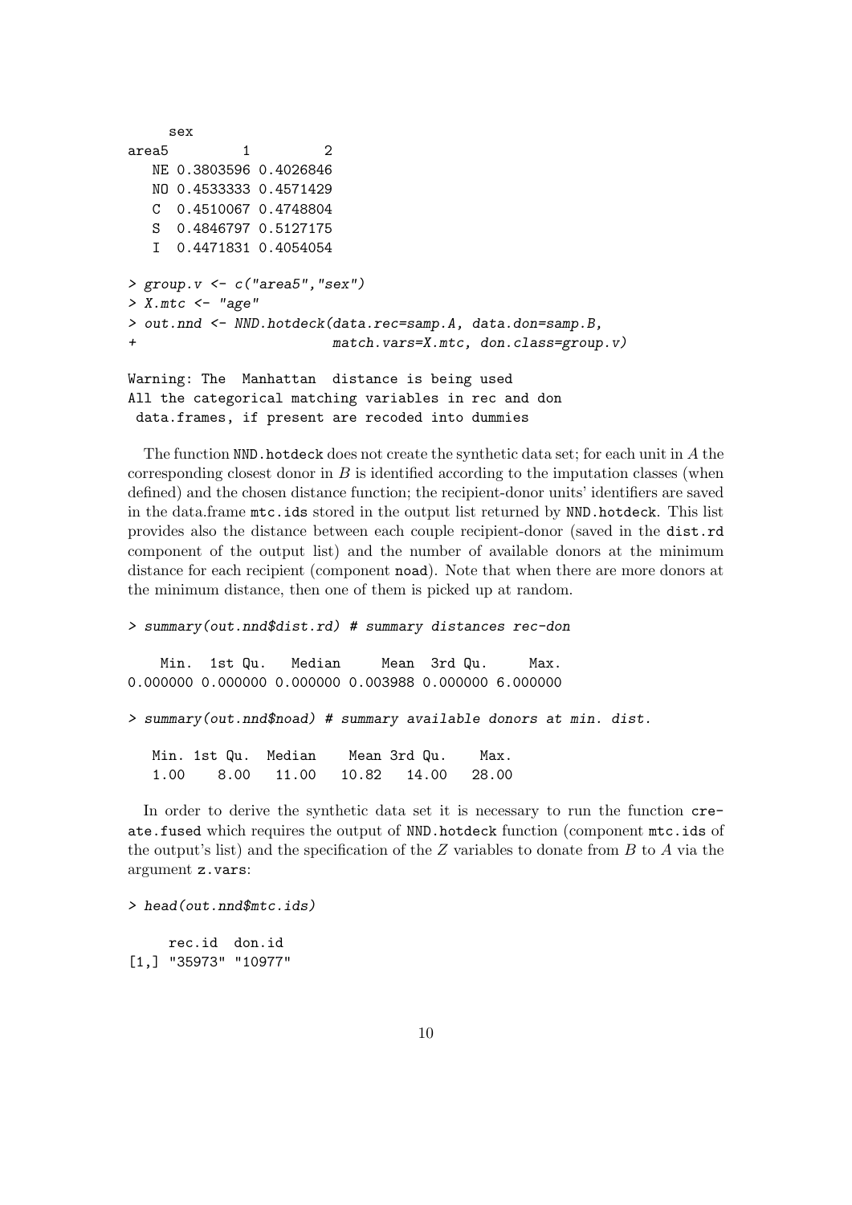```
     sex
area5         1         2
   NE 0.3803596 0.4026846
   NO 0.4533333 0.4571429
   C  0.4510067 0.4748804
   S  0.4846797 0.5127175
   I  0.4471831 0.4054054

> group.v <- c("area5","sex")
> X.mtc <- "age"
> out.nnd <- NND.hotdeck(data.rec=samp.A, data.don=samp.B,
+                        match.vars=X.mtc, don.class=group.v)

Warning: The  Manhattan  distance is being used
All the categorical matching variables in rec and don
 data.frames, if present are recoded into dummies
```

The function `NND.hotdeck` does not create the synthetic data set; for each unit in $A$ the corresponding closest donor in $B$ is identified according to the imputation classes (when defined) and the chosen distance function; the recipient-donor units' identifiers are saved in the data.frame `mtc.ids` stored in the output list returned by `NND.hotdeck`. This list provides also the distance between each couple recipient-donor (saved in the `dist.rd` component of the output list) and the number of available donors at the minimum distance for each recipient (component `noad`). Note that when there are more donors at the minimum distance, then one of them is picked up at random.

```
> summary(out.nnd$dist.rd) # summary distances rec-don

    Min.  1st Qu.   Median     Mean  3rd Qu.     Max.
0.000000 0.000000 0.000000 0.003988 0.000000 6.000000

> summary(out.nnd$noad) # summary available donors at min. dist.

   Min. 1st Qu.  Median    Mean 3rd Qu.    Max.
   1.00    8.00   11.00   10.82   14.00   28.00
```

In order to derive the synthetic data set it is necessary to run the function `create.fused` which requires the output of `NND.hotdeck` function (component `mtc.ids` of the output's list) and the specification of the $Z$ variables to donate from $B$ to $A$ via the argument `z.vars`:

```
> head(out.nnd$mtc.ids)

     rec.id  don.id
[1,] "35973" "10977"
```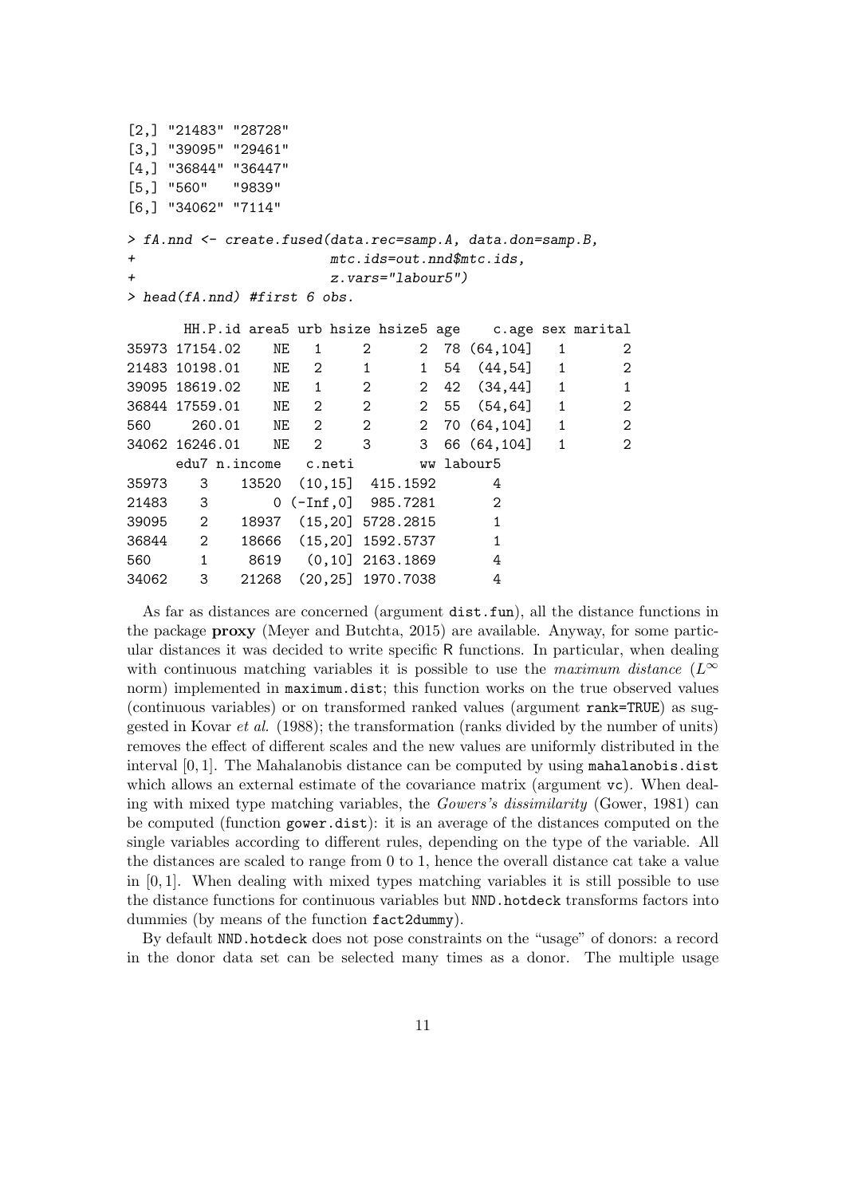```
[2,] "21483" "28728"
[3,] "39095" "29461"
[4,] "36844" "36447"
[5,] "560"   "9839"
[6,] "34062" "7114"
> fA.nnd <- create.fused(data.rec=samp.A, data.don=samp.B,
+                        mtc.ids=out.nnd$mtc.ids,
+                        z.vars="labour5")
> head(fA.nnd) #first 6 obs.

       HH.P.id area5 urb hsize hsize5 age    c.age sex marital
35973 17154.02    NE   1     2      2  78 (64,104]   1       2
21483 10198.01    NE   2     1      1  54  (44,54]   1       2
39095 18619.02    NE   1     2      2  42  (34,44]   1       1
36844 17559.01    NE   2     2      2  55  (54,64]   1       2
560     260.01    NE   2     2      2  70 (64,104]   1       2
34062 16246.01    NE   2     3      3  66 (64,104]   1       2
      edu7 n.income   c.neti        ww labour5
35973    3    13520  (10,15]  415.1592       4
21483    3        0 (-Inf,0]  985.7281       2
39095    2    18937  (15,20] 5728.2815       1
36844    2    18666  (15,20] 1592.5737       1
560      1     8619   (0,10] 2163.1869       4
34062    3    21268  (20,25] 1970.7038       4
```

As far as distances are concerned (argument `dist.fun`), all the distance functions in the package **proxy** (Meyer and Butchta, 2015) are available. Anyway, for some particular distances it was decided to write specific R functions. In particular, when dealing with continuous matching variables it is possible to use the *maximum distance* ($L^{\infty}$ norm) implemented in `maximum.dist`; this function works on the true observed values (continuous variables) or on transformed ranked values (argument `rank=TRUE`) as suggested in Kovar *et al.* (1988); the transformation (ranks divided by the number of units) removes the effect of different scales and the new values are uniformly distributed in the interval $[0, 1]$. The Mahalanobis distance can be computed by using `mahalanobis.dist` which allows an external estimate of the covariance matrix (argument `vc`). When dealing with mixed type matching variables, the *Gowers's dissimilarity* (Gower, 1981) can be computed (function `gower.dist`): it is an average of the distances computed on the single variables according to different rules, depending on the type of the variable. All the distances are scaled to range from 0 to 1, hence the overall distance cat take a value in $[0, 1]$. When dealing with mixed types matching variables it is still possible to use the distance functions for continuous variables but `NND.hotdeck` transforms factors into dummies (by means of the function `fact2dummy`).

By default `NND.hotdeck` does not pose constraints on the "usage" of donors: a record in the donor data set can be selected many times as a donor. The multiple usage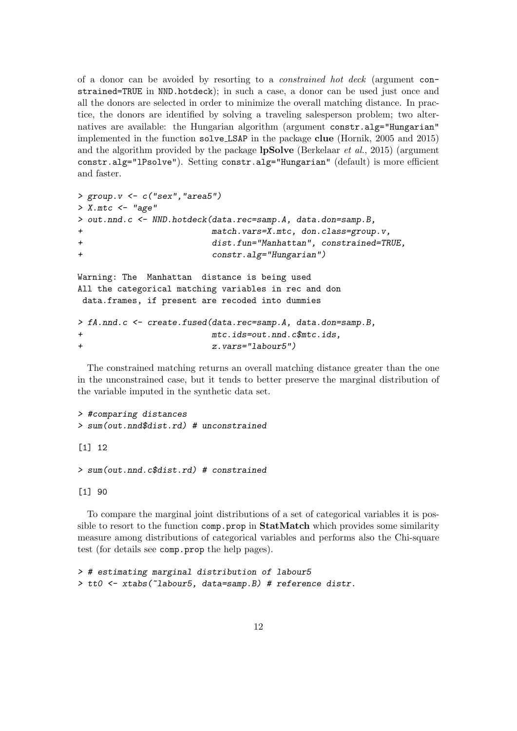of a donor can be avoided by resorting to a *constrained hot deck* (argument `constrained=TRUE` in `NND.hotdeck`); in such a case, a donor can be used just once and all the donors are selected in order to minimize the overall matching distance. In practice, the donors are identified by solving a traveling salesperson problem; two alternatives are available: the Hungarian algorithm (argument `constr.alg="Hungarian"` implemented in the function `solve_LSAP` in the package **clue** (Hornik, 2005 and 2015) and the algorithm provided by the package **lpSolve** (Berkelaar *et al.*, 2015) (argument `constr.alg="lPsolve"`). Setting `constr.alg="Hungarian"` (default) is more efficient and faster.

```
> group.v <- c("sex","area5")
> X.mtc <- "age"
> out.nnd.c <- NND.hotdeck(data.rec=samp.A, data.don=samp.B,
+                          match.vars=X.mtc, don.class=group.v,
+                          dist.fun="Manhattan", constrained=TRUE,
+                          constr.alg="Hungarian")

Warning: The  Manhattan  distance is being used
All the categorical matching variables in rec and don
 data.frames, if present are recoded into dummies

> fA.nnd.c <- create.fused(data.rec=samp.A, data.don=samp.B,
+                          mtc.ids=out.nnd.c$mtc.ids,
+                          z.vars="labour5")
```

The constrained matching returns an overall matching distance greater than the one in the unconstrained case, but it tends to better preserve the marginal distribution of the variable imputed in the synthetic data set.

```
> #comparing distances
> sum(out.nnd$dist.rd) # unconstrained

[1] 12

> sum(out.nnd.c$dist.rd) # constrained

[1] 90
```

To compare the marginal joint distributions of a set of categorical variables it is possible to resort to the function `comp.prop` in **StatMatch** which provides some similarity measure among distributions of categorical variables and performs also the Chi-square test (for details see `comp.prop` the help pages).

```
> # estimating marginal distribution of labour5
> tt0 <- xtabs(~labour5, data=samp.B) # reference distr.
```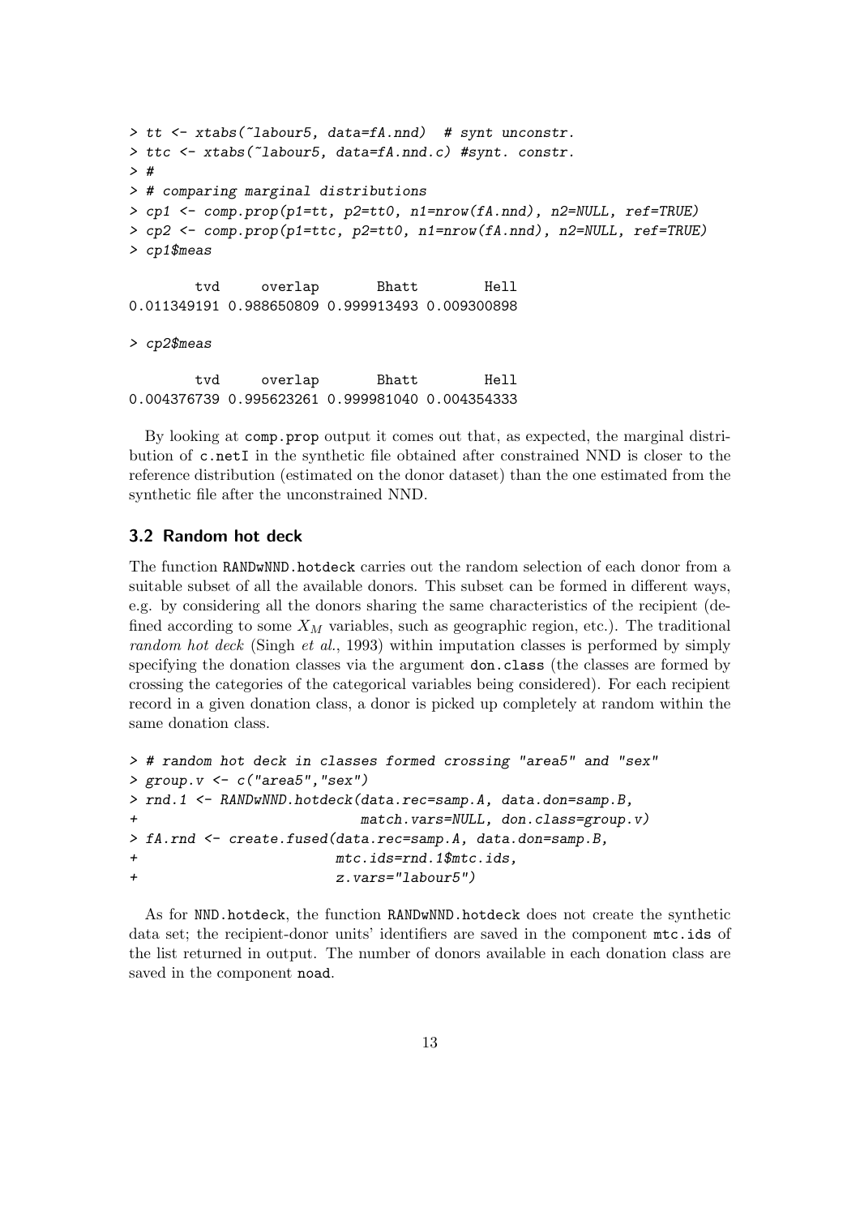```
> tt <- xtabs(~labour5, data=fA.nnd)  # synt unconstr.
> ttc <- xtabs(~labour5, data=fA.nnd.c) #synt. constr.
> #
> # comparing marginal distributions
> cp1 <- comp.prop(p1=tt, p2=tt0, n1=nrow(fA.nnd), n2=NULL, ref=TRUE)
> cp2 <- comp.prop(p1=ttc, p2=tt0, n1=nrow(fA.nnd), n2=NULL, ref=TRUE)
> cp1$meas

        tvd     overlap       Bhatt        Hell
0.011349191 0.988650809 0.999913493 0.009300898

> cp2$meas

        tvd     overlap       Bhatt        Hell
0.004376739 0.995623261 0.999981040 0.004354333
```

By looking at `comp.prop` output it comes out that, as expected, the marginal distribution of `c.netI` in the synthetic file obtained after constrained NND is closer to the reference distribution (estimated on the donor dataset) than the one estimated from the synthetic file after the unconstrained NND.

## 3.2 Random hot deck

The function `RANDwNND.hotdeck` carries out the random selection of each donor from a suitable subset of all the available donors. This subset can be formed in different ways, e.g. by considering all the donors sharing the same characteristics of the recipient (defined according to some $X_M$ variables, such as geographic region, etc.). The traditional *random hot deck* (Singh *et al.*, 1993) within imputation classes is performed by simply specifying the donation classes via the argument `don.class` (the classes are formed by crossing the categories of the categorical variables being considered). For each recipient record in a given donation class, a donor is picked up completely at random within the same donation class.

```
> # random hot deck in classes formed crossing "area5" and "sex"
> group.v <- c("area5","sex")
> rnd.1 <- RANDwNND.hotdeck(data.rec=samp.A, data.don=samp.B,
+                           match.vars=NULL, don.class=group.v)
> fA.rnd <- create.fused(data.rec=samp.A, data.don=samp.B,
+                        mtc.ids=rnd.1$mtc.ids,
+                        z.vars="labour5")
```

As for `NND.hotdeck`, the function `RANDwNND.hotdeck` does not create the synthetic data set; the recipient-donor units' identifiers are saved in the component `mtc.ids` of the list returned in output. The number of donors available in each donation class are saved in the component `noad`.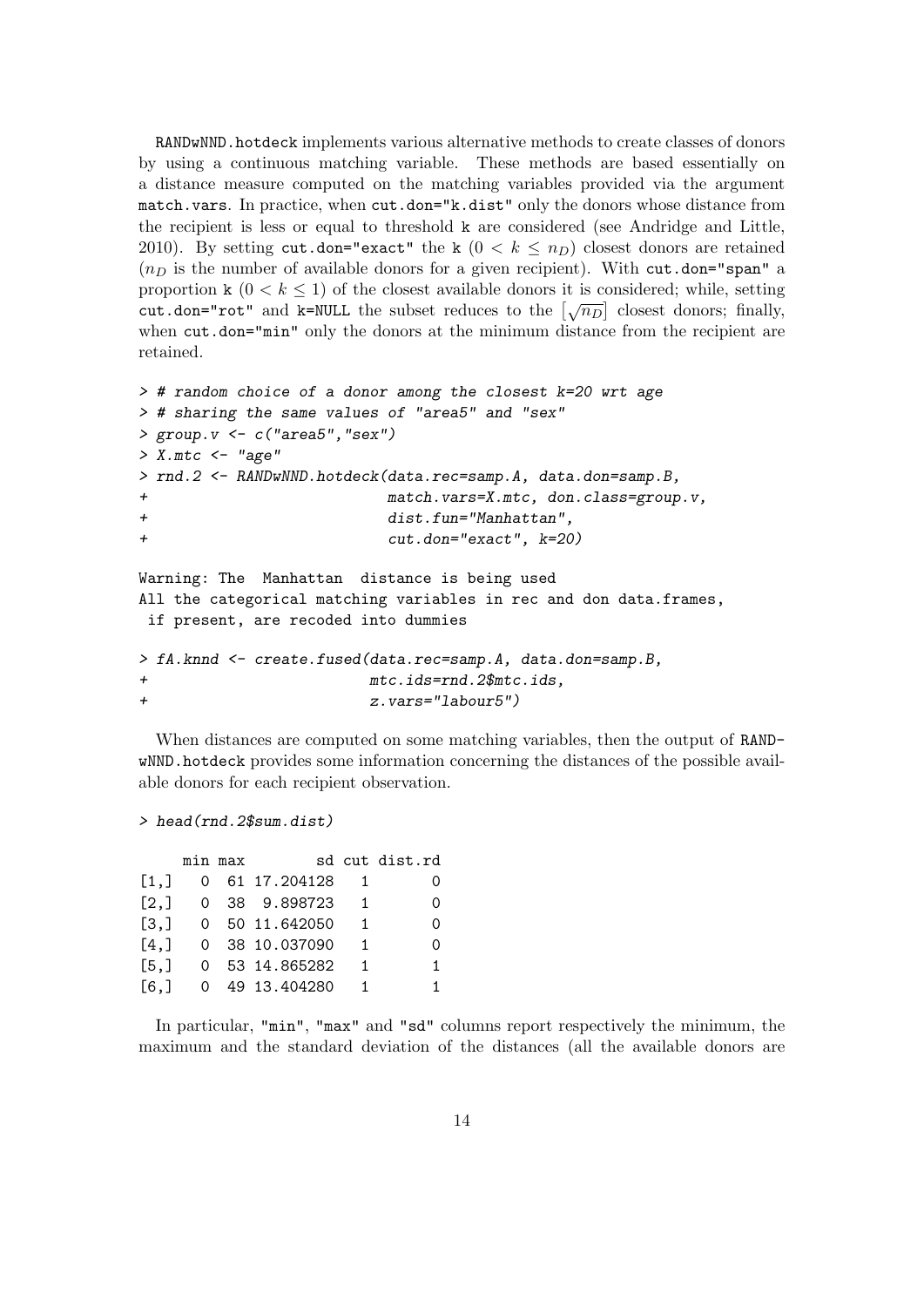`RANDwNND.hotdeck` implements various alternative methods to create classes of donors by using a continuous matching variable. These methods are based essentially on a distance measure computed on the matching variables provided via the argument `match.vars`. In practice, when `cut.don="k.dist"` only the donors whose distance from the recipient is less or equal to threshold `k` are considered (see Andridge and Little, 2010). By setting `cut.don="exact"` the `k` ($0 < k \leq n_D$) closest donors are retained ($n_D$ is the number of available donors for a given recipient). With `cut.don="span"` a proportion `k` ($0 < k \leq 1$) of the closest available donors it is considered; while, setting `cut.don="rot"` and `k=NULL` the subset reduces to the $\left[\sqrt{n_D}\right]$ closest donors; finally, when `cut.don="min"` only the donors at the minimum distance from the recipient are retained.

```
> # random choice of a donor among the closest k=20 wrt age
> # sharing the same values of "area5" and "sex"
> group.v <- c("area5","sex")
> X.mtc <- "age"
> rnd.2 <- RANDwNND.hotdeck(data.rec=samp.A, data.don=samp.B,
+                           match.vars=X.mtc, don.class=group.v,
+                           dist.fun="Manhattan",
+                           cut.don="exact", k=20)

Warning: The  Manhattan  distance is being used
All the categorical matching variables in rec and don data.frames,
 if present, are recoded into dummies

> fA.knnd <- create.fused(data.rec=samp.A, data.don=samp.B,
+                         mtc.ids=rnd.2$mtc.ids,
+                         z.vars="labour5")
```

When distances are computed on some matching variables, then the output of `RANDwNND.hotdeck` provides some information concerning the distances of the possible available donors for each recipient observation.

```
> head(rnd.2$sum.dist)

     min max        sd cut dist.rd
[1,]   0  61 17.204128   1       0
[2,]   0  38  9.898723   1       0
[3,]   0  50 11.642050   1       0
[4,]   0  38 10.037090   1       0
[5,]   0  53 14.865282   1       1
[6,]   0  49 13.404280   1       1
```

In particular, `"min"`, `"max"` and `"sd"` columns report respectively the minimum, the maximum and the standard deviation of the distances (all the available donors are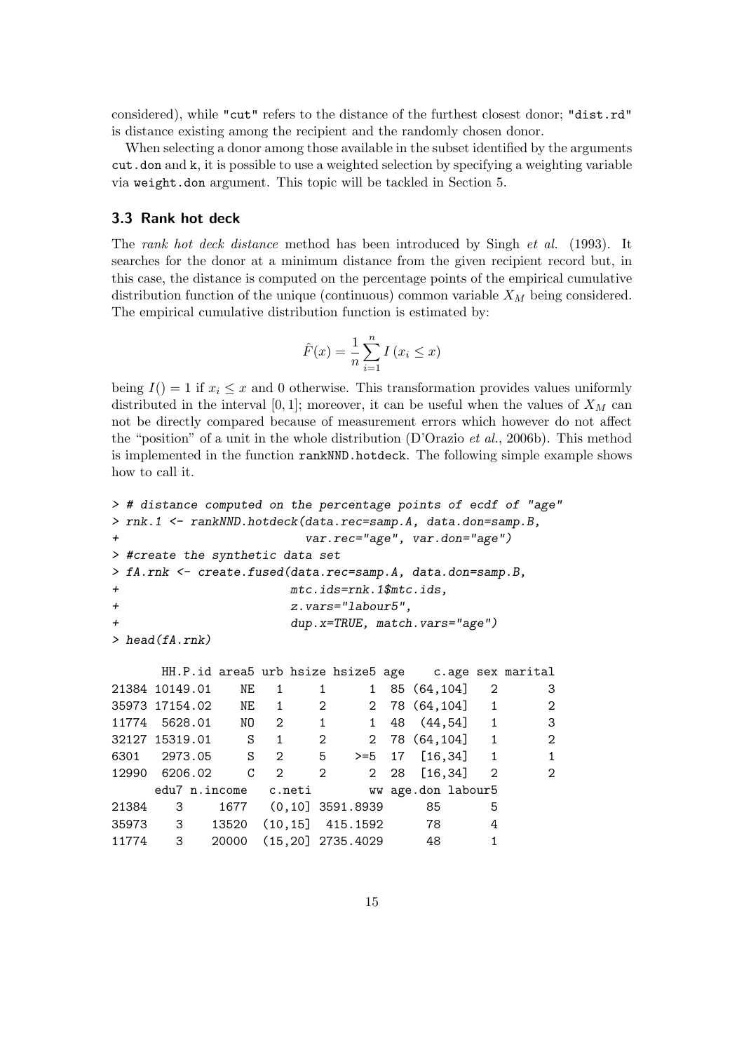considered), while `"cut"` refers to the distance of the furthest closest donor; `"dist.rd"` is distance existing among the recipient and the randomly chosen donor.

When selecting a donor among those available in the subset identified by the arguments `cut.don` and `k`, it is possible to use a weighted selection by specifying a weighting variable via `weight.don` argument. This topic will be tackled in Section 5.

### 3.3 Rank hot deck

The *rank hot deck distance* method has been introduced by Singh *et al.* (1993). It searches for the donor at a minimum distance from the given recipient record but, in this case, the distance is computed on the percentage points of the empirical cumulative distribution function of the unique (continuous) common variable $X_M$ being considered. The empirical cumulative distribution function is estimated by:

$$\hat{F}(x) = \frac{1}{n}\sum_{i=1}^{n} I\left(x_i \leq x\right)$$

being $I() = 1$ if $x_i \leq x$ and 0 otherwise. This transformation provides values uniformly distributed in the interval $[0, 1]$; moreover, it can be useful when the values of $X_M$ can not be directly compared because of measurement errors which however do not affect the "position" of a unit in the whole distribution (D'Orazio *et al.*, 2006b). This method is implemented in the function `rankNND.hotdeck`. The following simple example shows how to call it.

```
> # distance computed on the percentage points of ecdf of "age"
> rnk.1 <- rankNND.hotdeck(data.rec=samp.A, data.don=samp.B,
+                           var.rec="age", var.don="age")
> #create the synthetic data set
> fA.rnk <- create.fused(data.rec=samp.A, data.don=samp.B,
+                        mtc.ids=rnk.1$mtc.ids,
+                        z.vars="labour5",
+                        dup.x=TRUE, match.vars="age")
> head(fA.rnk)

      HH.P.id area5 urb hsize hsize5 age    c.age sex marital
21384 10149.01    NE   1     1      1  85 (64,104]   2       3
35973 17154.02    NE   1     2      2  78 (64,104]   1       2
11774  5628.01    NO   2     1      1  48  (44,54]   1       3
32127 15319.01     S   1     2      2  78 (64,104]   1       2
6301   2973.05     S   2     5    >=5  17  [16,34]   1       1
12990  6206.02     C   2     2      2  28  [16,34]   2       2
      edu7 n.income   c.neti        ww age.don labour5
21384    3     1677   (0,10] 3591.8939      85       5
35973    3    13520  (10,15]  415.1592      78       4
11774    3    20000  (15,20] 2735.4029      48       1
```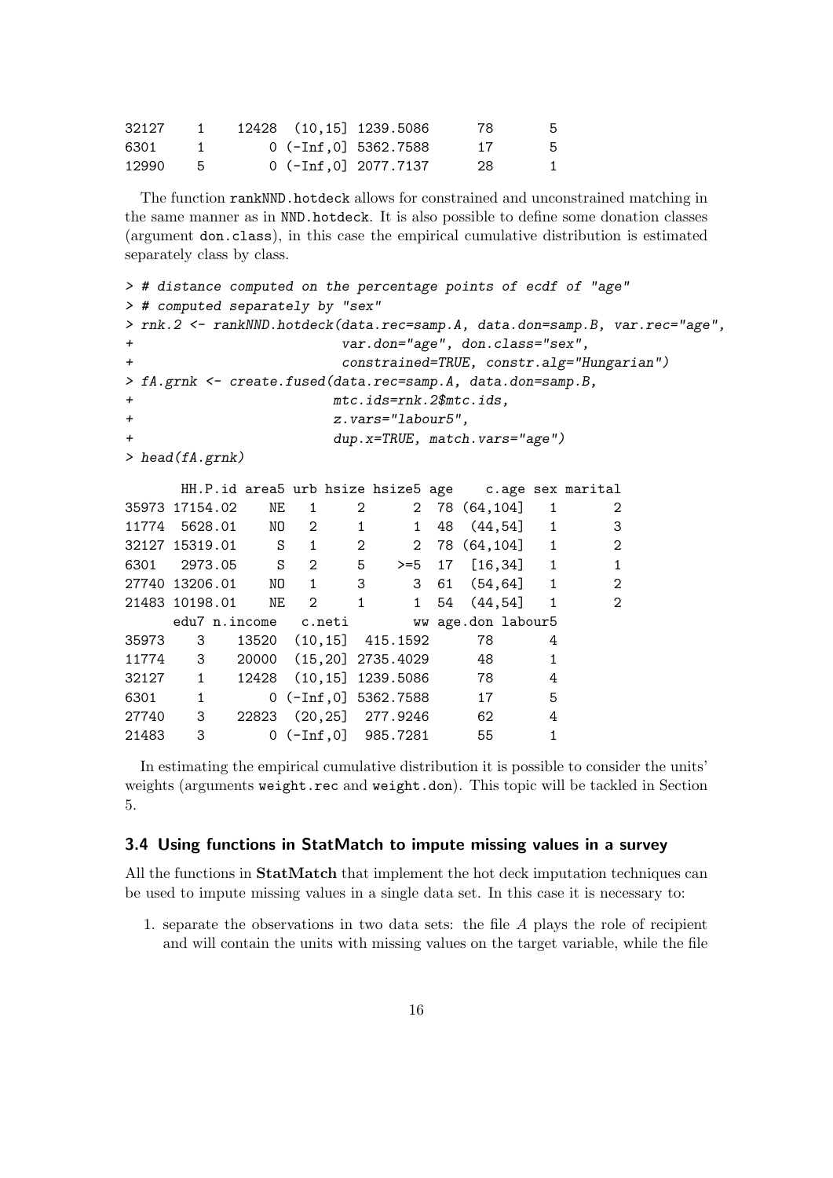```
32127    1     12428  (10,15] 1239.5086       78       5
6301     1         0 (-Inf,0] 5362.7588       17       5
12990    5         0 (-Inf,0] 2077.7137       28       1
```

The function `rankNND.hotdeck` allows for constrained and unconstrained matching in the same manner as in `NND.hotdeck`. It is also possible to define some donation classes (argument `don.class`), in this case the empirical cumulative distribution is estimated separately class by class.

```
> # distance computed on the percentage points of ecdf of "age"
> # computed separately by "sex"
> rnk.2 <- rankNND.hotdeck(data.rec=samp.A, data.don=samp.B, var.rec="age",
+                           var.don="age", don.class="sex",
+                           constrained=TRUE, constr.alg="Hungarian")
> fA.grnk <- create.fused(data.rec=samp.A, data.don=samp.B,
+                        mtc.ids=rnk.2$mtc.ids,
+                        z.vars="labour5",
+                        dup.x=TRUE, match.vars="age")
> head(fA.grnk)

      HH.P.id area5 urb hsize hsize5 age    c.age sex marital
35973 17154.02    NE   1     2      2  78 (64,104]   1       2
11774  5628.01    NO   2     1      1  48  (44,54]   1       3
32127 15319.01     S   1     2      2  78 (64,104]   1       2
6301   2973.05     S   2     5    >=5  17  [16,34]   1       1
27740 13206.01    NO   1     3      3  61  (54,64]   1       2
21483 10198.01    NE   2     1      1  54  (44,54]   1       2
      edu7 n.income   c.neti        ww age.don labour5
35973    3    13520  (10,15]  415.1592      78       4
11774    3    20000  (15,20] 2735.4029      48       1
32127    1    12428  (10,15] 1239.5086      78       4
6301     1        0 (-Inf,0] 5362.7588      17       5
27740    3    22823  (20,25]  277.9246      62       4
21483    3        0 (-Inf,0]  985.7281      55       1
```

In estimating the empirical cumulative distribution it is possible to consider the units' weights (arguments `weight.rec` and `weight.don`). This topic will be tackled in Section 5.

### 3.4 Using functions in StatMatch to impute missing values in a survey

All the functions in **StatMatch** that implement the hot deck imputation techniques can be used to impute missing values in a single data set. In this case it is necessary to:

1. separate the observations in two data sets: the file $A$ plays the role of recipient and will contain the units with missing values on the target variable, while the file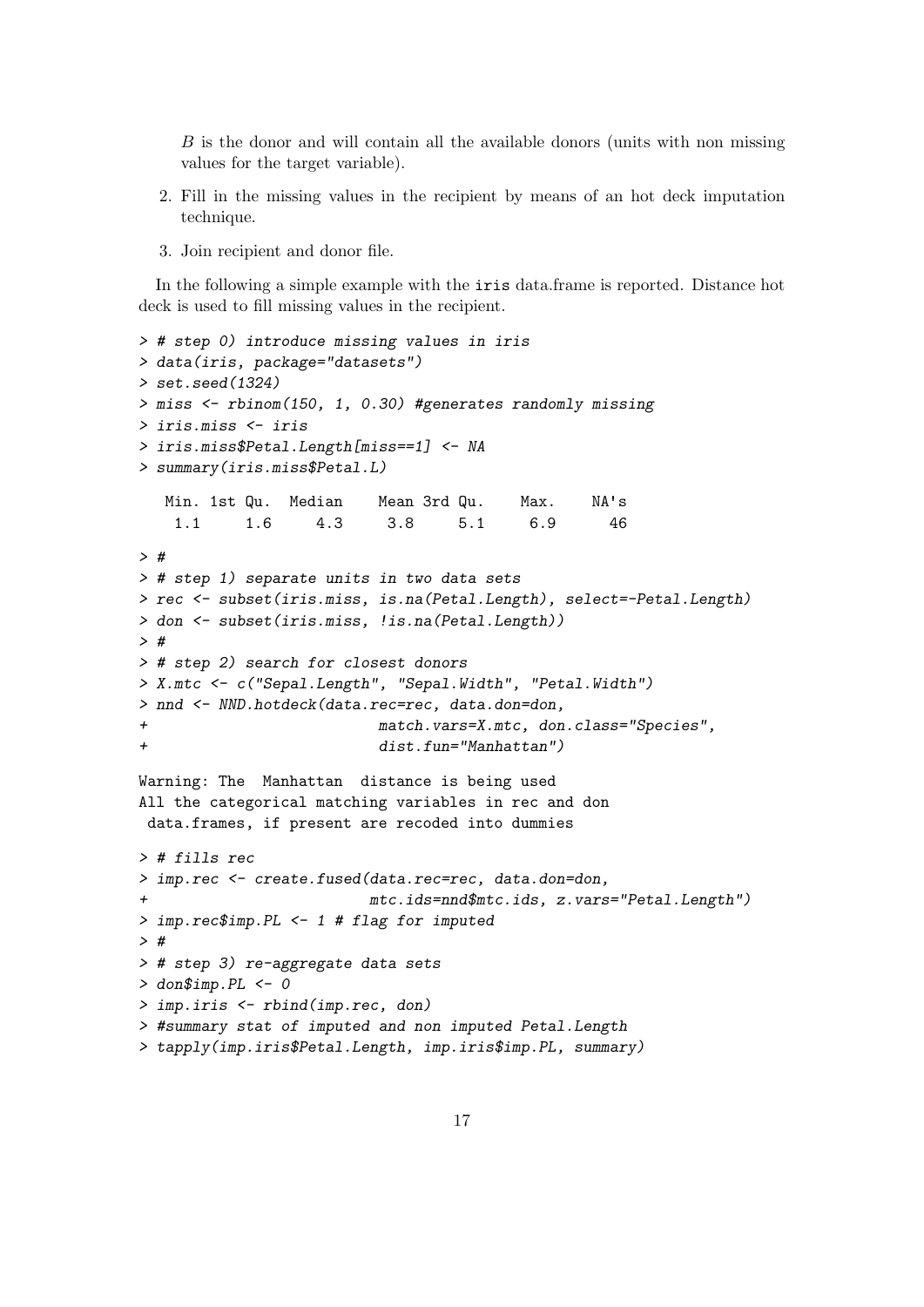$B$ is the donor and will contain all the available donors (units with non missing values for the target variable).

2. Fill in the missing values in the recipient by means of an hot deck imputation technique.

3. Join recipient and donor file.

In the following a simple example with the `iris` data.frame is reported. Distance hot deck is used to fill missing values in the recipient.

```
> # step 0) introduce missing values in iris
> data(iris, package="datasets")
> set.seed(1324)
> miss <- rbinom(150, 1, 0.30) #generates randomly missing
> iris.miss <- iris
> iris.miss$Petal.Length[miss==1] <- NA
> summary(iris.miss$Petal.L)

   Min. 1st Qu.  Median    Mean 3rd Qu.    Max.    NA's 
    1.1     1.6     4.3     3.8     5.1     6.9      46 

> #
> # step 1) separate units in two data sets
> rec <- subset(iris.miss, is.na(Petal.Length), select=-Petal.Length)
> don <- subset(iris.miss, !is.na(Petal.Length))
> #
> # step 2) search for closest donors
> X.mtc <- c("Sepal.Length", "Sepal.Width", "Petal.Width")
> nnd <- NND.hotdeck(data.rec=rec, data.don=don,
+                         match.vars=X.mtc, don.class="Species",
+                         dist.fun="Manhattan")

Warning: The  Manhattan  distance is being used
All the categorical matching variables in rec and don 
 data.frames, if present are recoded into dummies

> # fills rec
> imp.rec <- create.fused(data.rec=rec, data.don=don,
+                        mtc.ids=nnd$mtc.ids, z.vars="Petal.Length")
> imp.rec$imp.PL <- 1 # flag for imputed
> #
> # step 3) re-aggregate data sets
> don$imp.PL <- 0
> imp.iris <- rbind(imp.rec, don)
> #summary stat of imputed and non imputed Petal.Length
> tapply(imp.iris$Petal.Length, imp.iris$imp.PL, summary)
```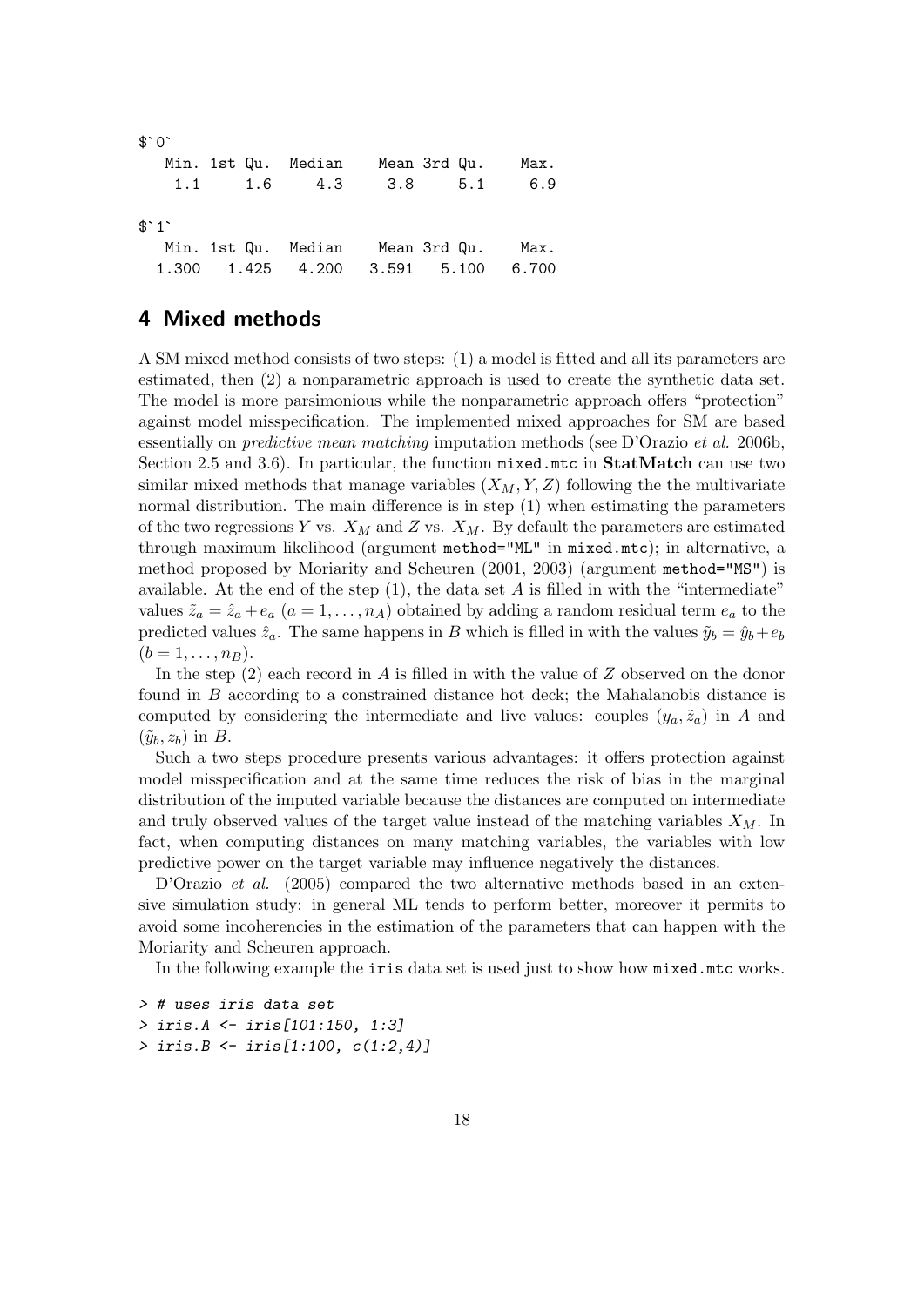```
$`0`
   Min. 1st Qu.  Median    Mean 3rd Qu.    Max.
    1.1     1.6     4.3     3.8     5.1     6.9

$`1`
   Min. 1st Qu.  Median    Mean 3rd Qu.    Max.
  1.300   1.425   4.200   3.591   5.100   6.700
```

## 4 Mixed methods

A SM mixed method consists of two steps: (1) a model is fitted and all its parameters are estimated, then (2) a nonparametric approach is used to create the synthetic data set. The model is more parsimonious while the nonparametric approach offers "protection" against model misspecification. The implemented mixed approaches for SM are based essentially on *predictive mean matching* imputation methods (see D'Orazio *et al.* 2006b, Section 2.5 and 3.6). In particular, the function `mixed.mtc` in **StatMatch** can use two similar mixed methods that manage variables $(X_M, Y, Z)$ following the the multivariate normal distribution. The main difference is in step (1) when estimating the parameters of the two regressions $Y$ vs. $X_M$ and $Z$ vs. $X_M$. By default the parameters are estimated through maximum likelihood (argument `method="ML"` in `mixed.mtc`); in alternative, a method proposed by Moriarity and Scheuren (2001, 2003) (argument `method="MS"`) is available. At the end of the step (1), the data set $A$ is filled in with the "intermediate" values $\tilde{z}_a = \hat{z}_a + e_a$ $(a = 1, \ldots, n_A)$ obtained by adding a random residual term $e_a$ to the predicted values $\hat{z}_a$. The same happens in $B$ which is filled in with the values $\tilde{y}_b = \hat{y}_b + e_b$ $(b = 1, \ldots, n_B)$.

In the step (2) each record in $A$ is filled in with the value of $Z$ observed on the donor found in $B$ according to a constrained distance hot deck; the Mahalanobis distance is computed by considering the intermediate and live values: couples $(y_a, \tilde{z}_a)$ in $A$ and $(\tilde{y}_b, z_b)$ in $B$.

Such a two steps procedure presents various advantages: it offers protection against model misspecification and at the same time reduces the risk of bias in the marginal distribution of the imputed variable because the distances are computed on intermediate and truly observed values of the target value instead of the matching variables $X_M$. In fact, when computing distances on many matching variables, the variables with low predictive power on the target variable may influence negatively the distances.

D'Orazio *et al.* (2005) compared the two alternative methods based in an extensive simulation study: in general ML tends to perform better, moreover it permits to avoid some incoherencies in the estimation of the parameters that can happen with the Moriarity and Scheuren approach.

In the following example the `iris` data set is used just to show how `mixed.mtc` works.

```
> # uses iris data set
> iris.A <- iris[101:150, 1:3]
> iris.B <- iris[1:100, c(1:2,4)]
```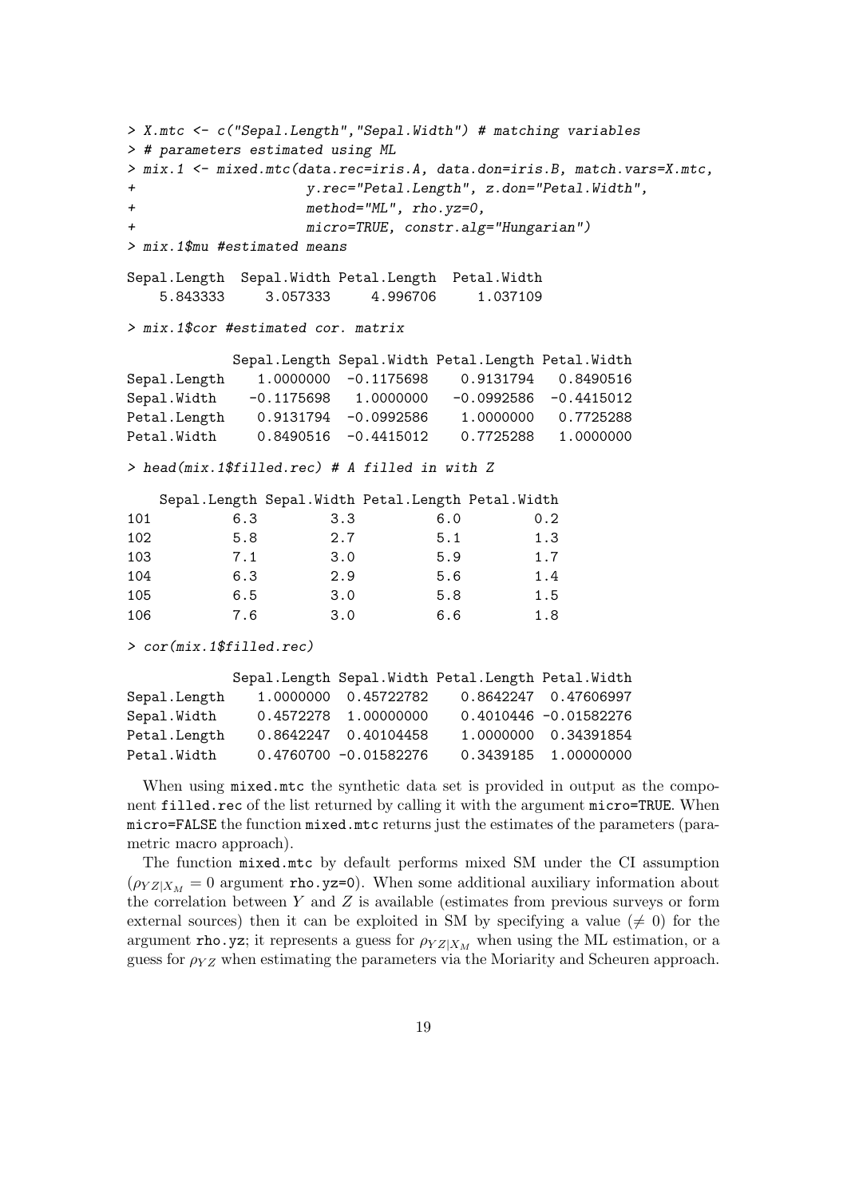```
> X.mtc <- c("Sepal.Length","Sepal.Width") # matching variables
> # parameters estimated using ML
> mix.1 <- mixed.mtc(data.rec=iris.A, data.don=iris.B, match.vars=X.mtc,
+                    y.rec="Petal.Length", z.don="Petal.Width",
+                    method="ML", rho.yz=0,
+                    micro=TRUE, constr.alg="Hungarian")
> mix.1$mu #estimated means

Sepal.Length  Sepal.Width Petal.Length  Petal.Width
    5.843333     3.057333     4.996706     1.037109

> mix.1$cor #estimated cor. matrix

             Sepal.Length Sepal.Width Petal.Length Petal.Width
Sepal.Length    1.0000000  -0.1175698    0.9131794   0.8490516
Sepal.Width    -0.1175698   1.0000000   -0.0992586  -0.4415012
Petal.Length    0.9131794  -0.0992586    1.0000000   0.7725288
Petal.Width     0.8490516  -0.4415012    0.7725288   1.0000000

> head(mix.1$filled.rec) # A filled in with Z

    Sepal.Length Sepal.Width Petal.Length Petal.Width
101          6.3         3.3          6.0         0.2
102          5.8         2.7          5.1         1.3
103          7.1         3.0          5.9         1.7
104          6.3         2.9          5.6         1.4
105          6.5         3.0          5.8         1.5
106          7.6         3.0          6.6         1.8

> cor(mix.1$filled.rec)

             Sepal.Length Sepal.Width Petal.Length Petal.Width
Sepal.Length    1.0000000  0.45722782    0.8642247  0.47606997
Sepal.Width     0.4572278  1.00000000    0.4010446 -0.01582276
Petal.Length    0.8642247  0.40104458    1.0000000  0.34391854
Petal.Width     0.4760700 -0.01582276    0.3439185  1.00000000
```

When using mixed.mtc the synthetic data set is provided in output as the component filled.rec of the list returned by calling it with the argument micro=TRUE. When micro=FALSE the function mixed.mtc returns just the estimates of the parameters (parametric macro approach).

The function mixed.mtc by default performs mixed SM under the CI assumption ($\rho_{YZ|X_M} = 0$ argument rho.yz=0). When some additional auxiliary information about the correlation between $Y$ and $Z$ is available (estimates from previous surveys or form external sources) then it can be exploited in SM by specifying a value ($\neq 0$) for the argument rho.yz; it represents a guess for $\rho_{YZ|X_M}$ when using the ML estimation, or a guess for $\rho_{YZ}$ when estimating the parameters via the Moriarity and Scheuren approach.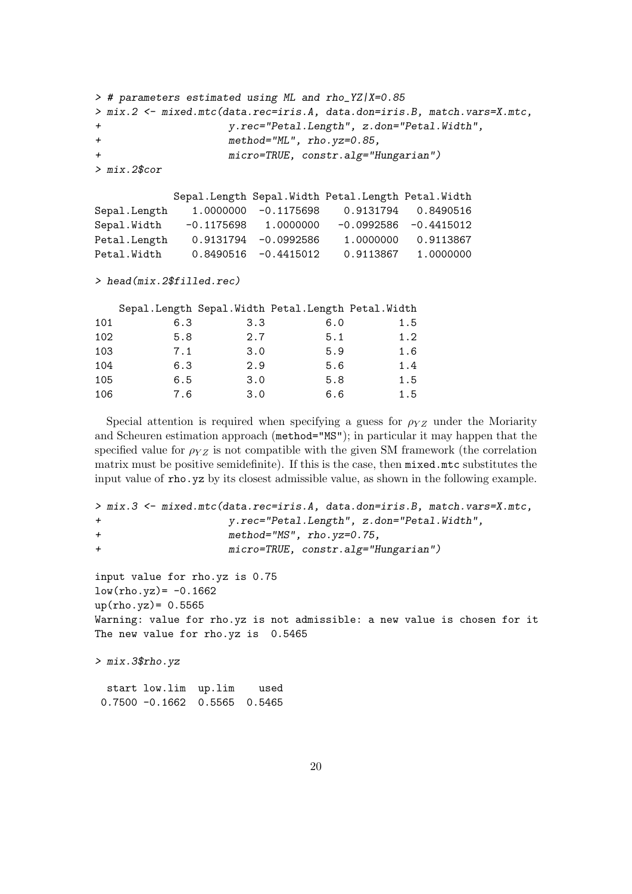```
> # parameters estimated using ML and rho_YZ|X=0.85
> mix.2 <- mixed.mtc(data.rec=iris.A, data.don=iris.B, match.vars=X.mtc,
+                    y.rec="Petal.Length", z.don="Petal.Width",
+                    method="ML", rho.yz=0.85,
+                    micro=TRUE, constr.alg="Hungarian")
> mix.2$cor

             Sepal.Length Sepal.Width Petal.Length Petal.Width
Sepal.Length    1.0000000  -0.1175698    0.9131794   0.8490516
Sepal.Width    -0.1175698   1.0000000   -0.0992586  -0.4415012
Petal.Length    0.9131794  -0.0992586    1.0000000   0.9113867
Petal.Width     0.8490516  -0.4415012    0.9113867   1.0000000

> head(mix.2$filled.rec)

    Sepal.Length Sepal.Width Petal.Length Petal.Width
101          6.3         3.3          6.0         1.5
102          5.8         2.7          5.1         1.2
103          7.1         3.0          5.9         1.6
104          6.3         2.9          5.6         1.4
105          6.5         3.0          5.8         1.5
106          7.6         3.0          6.6         1.5
```

Special attention is required when specifying a guess for $\rho_{YZ}$ under the Moriarity and Scheuren estimation approach (`method="MS"`); in particular it may happen that the specified value for $\rho_{YZ}$ is not compatible with the given SM framework (the correlation matrix must be positive semidefinite). If this is the case, then `mixed.mtc` substitutes the input value of `rho.yz` by its closest admissible value, as shown in the following example.

```
> mix.3 <- mixed.mtc(data.rec=iris.A, data.don=iris.B, match.vars=X.mtc,
+                    y.rec="Petal.Length", z.don="Petal.Width",
+                    method="MS", rho.yz=0.75,
+                    micro=TRUE, constr.alg="Hungarian")

input value for rho.yz is 0.75
low(rho.yz)= -0.1662
up(rho.yz)= 0.5565
Warning: value for rho.yz is not admissible: a new value is chosen for it
The new value for rho.yz is  0.5465

> mix.3$rho.yz

  start low.lim  up.lim    used
 0.7500 -0.1662  0.5565  0.5465
```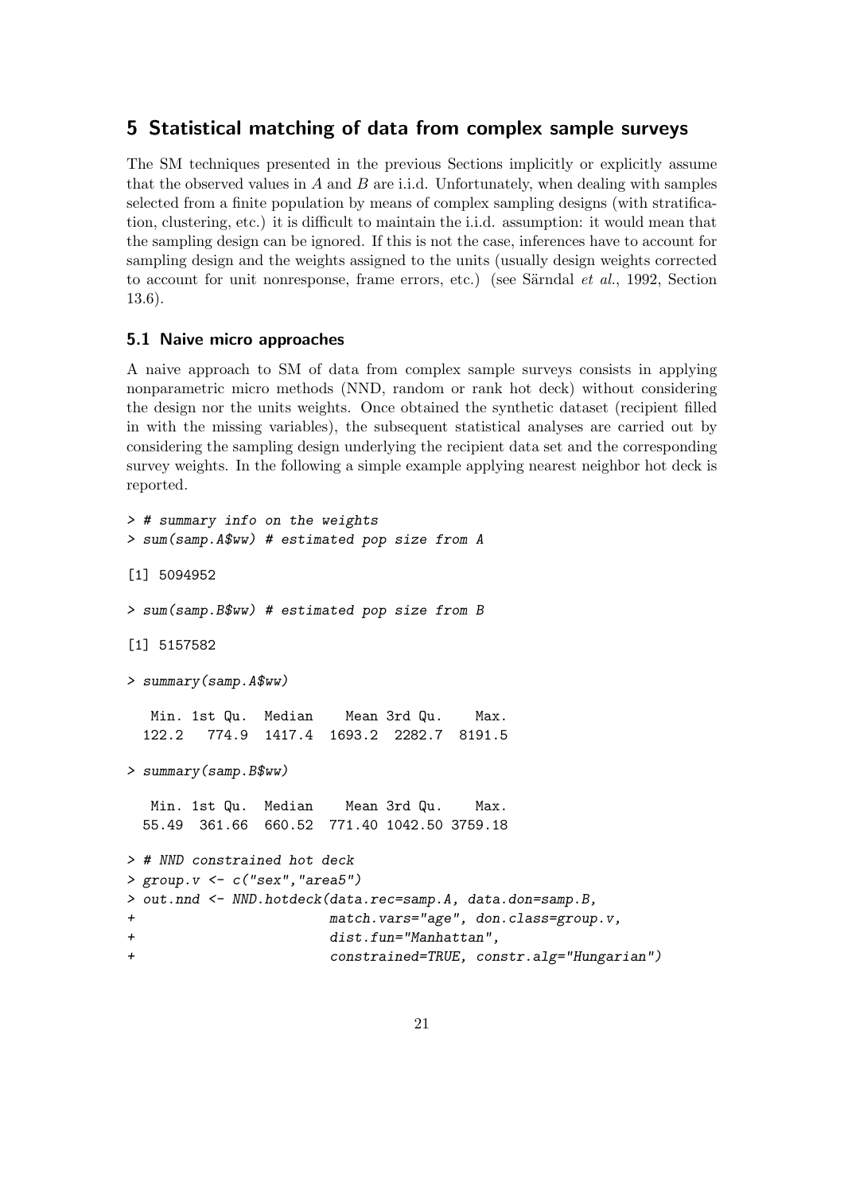## 5 Statistical matching of data from complex sample surveys

The SM techniques presented in the previous Sections implicitly or explicitly assume that the observed values in $A$ and $B$ are i.i.d. Unfortunately, when dealing with samples selected from a finite population by means of complex sampling designs (with stratification, clustering, etc.) it is difficult to maintain the i.i.d. assumption: it would mean that the sampling design can be ignored. If this is not the case, inferences have to account for sampling design and the weights assigned to the units (usually design weights corrected to account for unit nonresponse, frame errors, etc.) (see Särndal *et al.*, 1992, Section 13.6).

### 5.1 Naive micro approaches

A naive approach to SM of data from complex sample surveys consists in applying nonparametric micro methods (NND, random or rank hot deck) without considering the design nor the units weights. Once obtained the synthetic dataset (recipient filled in with the missing variables), the subsequent statistical analyses are carried out by considering the sampling design underlying the recipient data set and the corresponding survey weights. In the following a simple example applying nearest neighbor hot deck is reported.

```
> # summary info on the weights
> sum(samp.A$ww) # estimated pop size from A

[1] 5094952

> sum(samp.B$ww) # estimated pop size from B

[1] 5157582

> summary(samp.A$ww)

   Min. 1st Qu.  Median    Mean 3rd Qu.    Max.
  122.2   774.9  1417.4  1693.2  2282.7  8191.5

> summary(samp.B$ww)

   Min. 1st Qu.  Median    Mean 3rd Qu.    Max.
  55.49  361.66  660.52  771.40 1042.50 3759.18

> # NND constrained hot deck
> group.v <- c("sex","area5")
> out.nnd <- NND.hotdeck(data.rec=samp.A, data.don=samp.B,
+                        match.vars="age", don.class=group.v,
+                        dist.fun="Manhattan",
+                        constrained=TRUE, constr.alg="Hungarian")
```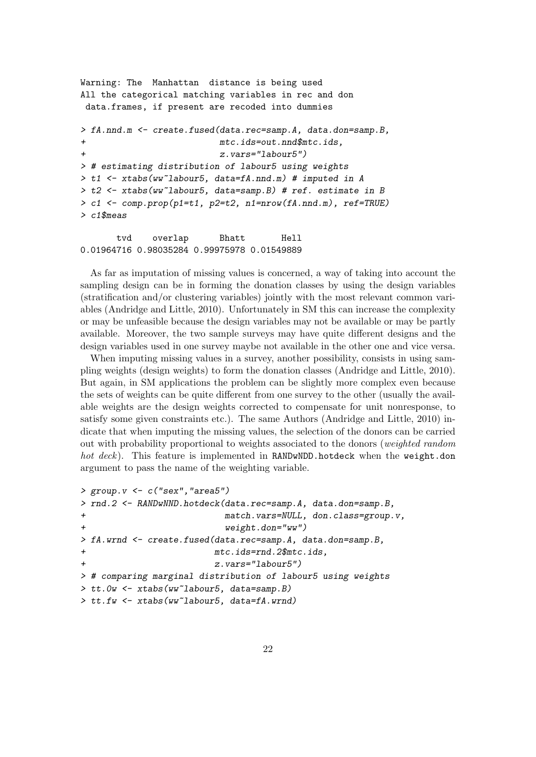```
Warning: The  Manhattan  distance is being used
All the categorical matching variables in rec and don
 data.frames, if present are recoded into dummies

> fA.nnd.m <- create.fused(data.rec=samp.A, data.don=samp.B,
+                          mtc.ids=out.nnd$mtc.ids,
+                          z.vars="labour5")
> # estimating distribution of labour5 using weights
> t1 <- xtabs(ww~labour5, data=fA.nnd.m) # imputed in A
> t2 <- xtabs(ww~labour5, data=samp.B) # ref. estimate in B
> c1 <- comp.prop(p1=t1, p2=t2, n1=nrow(fA.nnd.m), ref=TRUE)
> c1$meas

       tvd    overlap      Bhatt       Hell
0.01964716 0.98035284 0.99975978 0.01549889
```

As far as imputation of missing values is concerned, a way of taking into account the sampling design can be in forming the donation classes by using the design variables (stratification and/or clustering variables) jointly with the most relevant common variables (Andridge and Little, 2010). Unfortunately in SM this can increase the complexity or may be unfeasible because the design variables may not be available or may be partly available. Moreover, the two sample surveys may have quite different designs and the design variables used in one survey maybe not available in the other one and vice versa.

When imputing missing values in a survey, another possibility, consists in using sampling weights (design weights) to form the donation classes (Andridge and Little, 2010). But again, in SM applications the problem can be slightly more complex even because the sets of weights can be quite different from one survey to the other (usually the available weights are the design weights corrected to compensate for unit nonresponse, to satisfy some given constraints etc.). The same Authors (Andridge and Little, 2010) indicate that when imputing the missing values, the selection of the donors can be carried out with probability proportional to weights associated to the donors (*weighted random hot deck*). This feature is implemented in `RANDwNDD.hotdeck` when the `weight.don` argument to pass the name of the weighting variable.

```
> group.v <- c("sex","area5")
> rnd.2 <- RANDwNND.hotdeck(data.rec=samp.A, data.don=samp.B,
+                           match.vars=NULL, don.class=group.v,
+                           weight.don="ww")
> fA.wrnd <- create.fused(data.rec=samp.A, data.don=samp.B,
+                        mtc.ids=rnd.2$mtc.ids,
+                        z.vars="labour5")
> # comparing marginal distribution of labour5 using weights
> tt.0w <- xtabs(ww~labour5, data=samp.B)
> tt.fw <- xtabs(ww~labour5, data=fA.wrnd)
```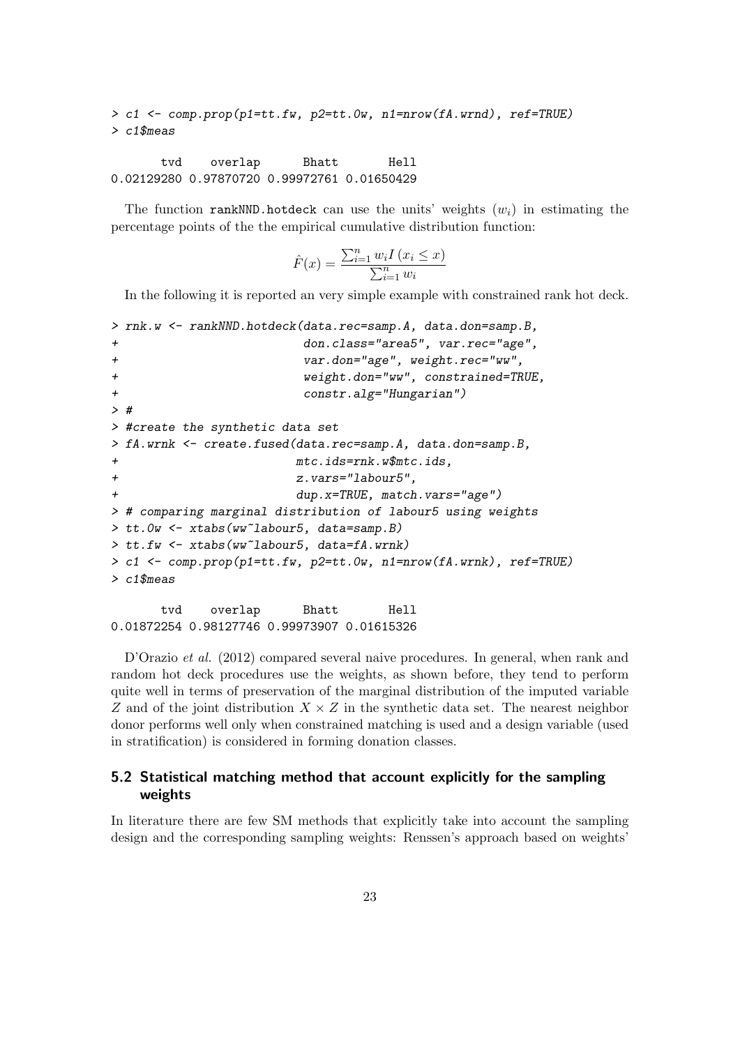```
> c1 <- comp.prop(p1=tt.fw, p2=tt.0w, n1=nrow(fA.wrnd), ref=TRUE)
> c1$meas

       tvd    overlap      Bhatt       Hell
0.02129280 0.97870720 0.99972761 0.01650429
```

The function `rankNND.hotdeck` can use the units' weights ($w_i$) in estimating the percentage points of the the empirical cumulative distribution function:

$$\hat{F}(x) = \frac{\sum_{i=1}^{n} w_i I\left(x_i \leq x\right)}{\sum_{i=1}^{n} w_i}$$

In the following it is reported an very simple example with constrained rank hot deck.

```
> rnk.w <- rankNND.hotdeck(data.rec=samp.A, data.don=samp.B,
+                          don.class="area5", var.rec="age",
+                          var.don="age", weight.rec="ww",
+                          weight.don="ww", constrained=TRUE,
+                          constr.alg="Hungarian")
> #
> #create the synthetic data set
> fA.wrnk <- create.fused(data.rec=samp.A, data.don=samp.B,
+                         mtc.ids=rnk.w$mtc.ids,
+                         z.vars="labour5",
+                         dup.x=TRUE, match.vars="age")
> # comparing marginal distribution of labour5 using weights
> tt.0w <- xtabs(ww~labour5, data=samp.B)
> tt.fw <- xtabs(ww~labour5, data=fA.wrnk)
> c1 <- comp.prop(p1=tt.fw, p2=tt.0w, n1=nrow(fA.wrnk), ref=TRUE)
> c1$meas

       tvd    overlap      Bhatt       Hell
0.01872254 0.98127746 0.99973907 0.01615326
```

D'Orazio *et al.* (2012) compared several naive procedures. In general, when rank and random hot deck procedures use the weights, as shown before, they tend to perform quite well in terms of preservation of the marginal distribution of the imputed variable $Z$ and of the joint distribution $X \times Z$ in the synthetic data set. The nearest neighbor donor performs well only when constrained matching is used and a design variable (used in stratification) is considered in forming donation classes.

## 5.2 Statistical matching method that account explicitly for the sampling weights

In literature there are few SM methods that explicitly take into account the sampling design and the corresponding sampling weights: Renssen's approach based on weights'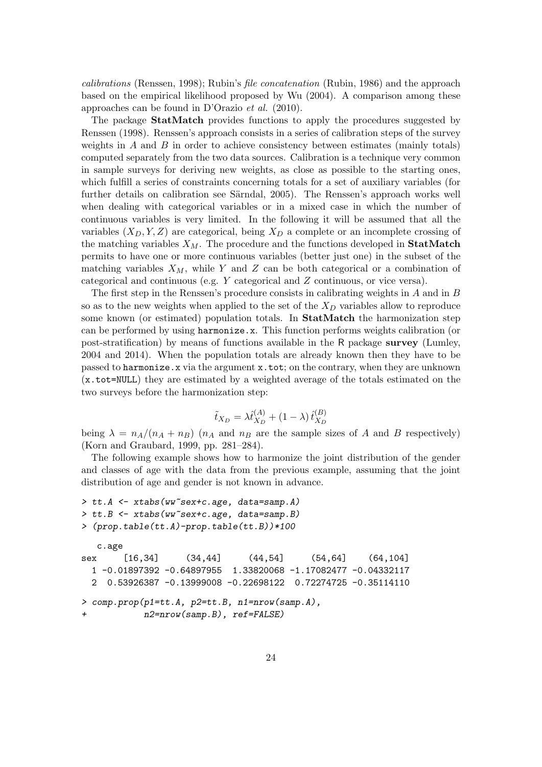*calibrations* (Renssen, 1998); Rubin's *file concatenation* (Rubin, 1986) and the approach based on the empirical likelihood proposed by Wu (2004). A comparison among these approaches can be found in D'Orazio *et al.* (2010).

The package **StatMatch** provides functions to apply the procedures suggested by Renssen (1998). Renssen's approach consists in a series of calibration steps of the survey weights in $A$ and $B$ in order to achieve consistency between estimates (mainly totals) computed separately from the two data sources. Calibration is a technique very common in sample surveys for deriving new weights, as close as possible to the starting ones, which fulfill a series of constraints concerning totals for a set of auxiliary variables (for further details on calibration see Särndal, 2005). The Renssen's approach works well when dealing with categorical variables or in a mixed case in which the number of continuous variables is very limited. In the following it will be assumed that all the variables $(X_D, Y, Z)$ are categorical, being $X_D$ a complete or an incomplete crossing of the matching variables $X_M$. The procedure and the functions developed in **StatMatch** permits to have one or more continuous variables (better just one) in the subset of the matching variables $X_M$, while $Y$ and $Z$ can be both categorical or a combination of categorical and continuous (e.g. $Y$ categorical and $Z$ continuous, or vice versa).

The first step in the Renssen's procedure consists in calibrating weights in $A$ and in $B$ so as to the new weights when applied to the set of the $X_D$ variables allow to reproduce some known (or estimated) population totals. In **StatMatch** the harmonization step can be performed by using `harmonize.x`. This function performs weights calibration (or post-stratification) by means of functions available in the R package **survey** (Lumley, 2004 and 2014). When the population totals are already known then they have to be passed to `harmonize.x` via the argument `x.tot`; on the contrary, when they are unknown (`x.tot=NULL`) they are estimated by a weighted average of the totals estimated on the two surveys before the harmonization step:

$$\tilde{t}_{X_D} = \lambda \hat{t}_{X_D}^{(A)} + (1 - \lambda) \hat{t}_{X_D}^{(B)}$$

being $\lambda = n_A/(n_A + n_B)$ ($n_A$ and $n_B$ are the sample sizes of $A$ and $B$ respectively) (Korn and Graubard, 1999, pp. 281–284).

The following example shows how to harmonize the joint distribution of the gender and classes of age with the data from the previous example, assuming that the joint distribution of age and gender is not known in advance.

```
> tt.A <- xtabs(ww~sex+c.age, data=samp.A)
> tt.B <- xtabs(ww~sex+c.age, data=samp.B)
> (prop.table(tt.A)-prop.table(tt.B))*100

   c.age
sex      [16,34]      (34,44]      (44,54]      (54,64]     (64,104]
  1 -0.01897392 -0.64897955  1.33820068 -1.17082477 -0.04332117
  2  0.53926387 -0.13999008 -0.22698122  0.72274725 -0.35114110

> comp.prop(p1=tt.A, p2=tt.B, n1=nrow(samp.A),
+           n2=nrow(samp.B), ref=FALSE)
```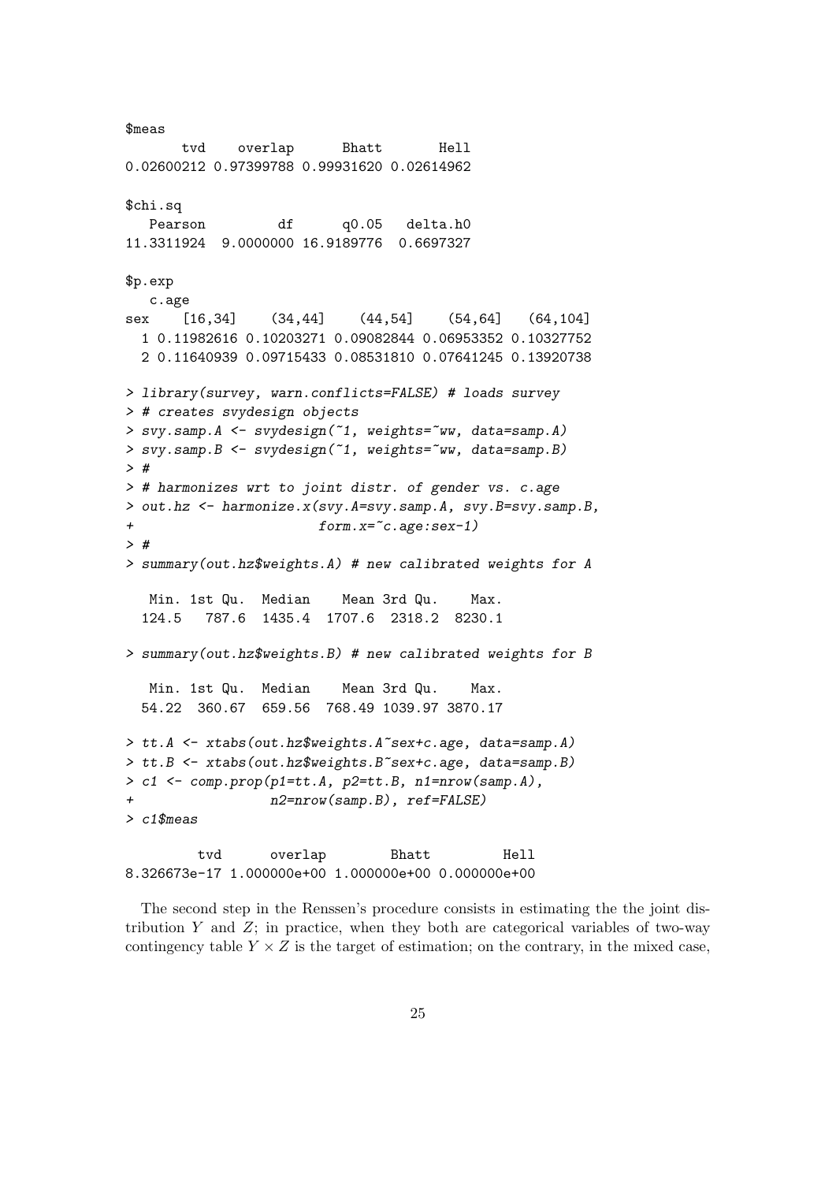```
$meas
       tvd    overlap      Bhatt       Hell
0.02600212 0.97399788 0.99931620 0.02614962

$chi.sq
   Pearson         df      q0.05   delta.h0
11.3311924  9.0000000 16.9189776  0.6697327

$p.exp
   c.age
sex    [16,34]    (34,44]    (44,54]    (54,64]   (64,104]
  1 0.11982616 0.10203271 0.09082844 0.06953352 0.10327752
  2 0.11640939 0.09715433 0.08531810 0.07641245 0.13920738

> library(survey, warn.conflicts=FALSE) # loads survey
> # creates svydesign objects
> svy.samp.A <- svydesign(~1, weights=~ww, data=samp.A)
> svy.samp.B <- svydesign(~1, weights=~ww, data=samp.B)
> #
> # harmonizes wrt to joint distr. of gender vs. c.age
> out.hz <- harmonize.x(svy.A=svy.samp.A, svy.B=svy.samp.B,
+                       form.x=~c.age:sex-1)
> #
> summary(out.hz$weights.A) # new calibrated weights for A

   Min. 1st Qu.  Median    Mean 3rd Qu.    Max.
  124.5   787.6  1435.4  1707.6  2318.2  8230.1

> summary(out.hz$weights.B) # new calibrated weights for B

   Min. 1st Qu.  Median    Mean 3rd Qu.    Max.
  54.22  360.67  659.56  768.49 1039.97 3870.17

> tt.A <- xtabs(out.hz$weights.A~sex+c.age, data=samp.A)
> tt.B <- xtabs(out.hz$weights.B~sex+c.age, data=samp.B)
> c1 <- comp.prop(p1=tt.A, p2=tt.B, n1=nrow(samp.A),
+                 n2=nrow(samp.B), ref=FALSE)
> c1$meas

         tvd      overlap        Bhatt         Hell
8.326673e-17 1.000000e+00 1.000000e+00 0.000000e+00
```

The second step in the Renssen's procedure consists in estimating the the joint distribution $Y$ and $Z$; in practice, when they both are categorical variables of two-way contingency table $Y \times Z$ is the target of estimation; on the contrary, in the mixed case,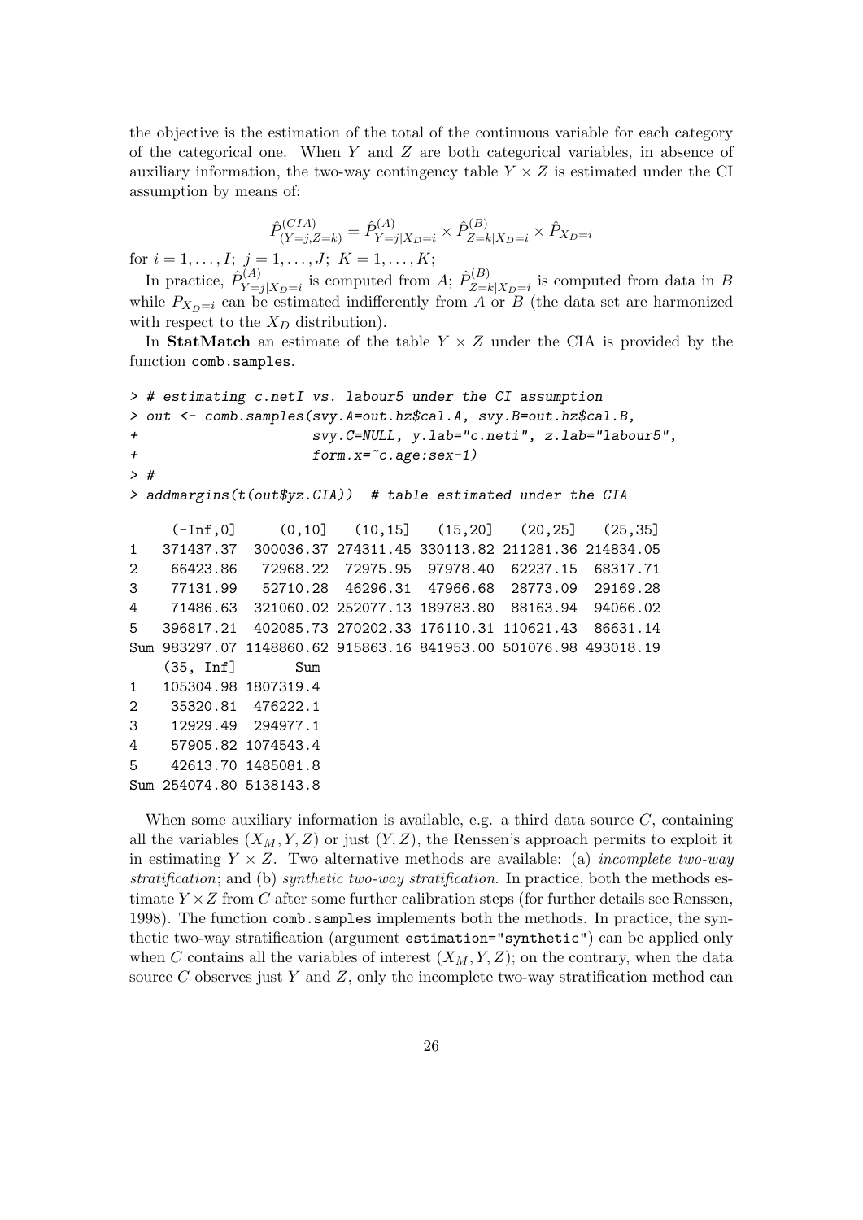the objective is the estimation of the total of the continuous variable for each category of the categorical one. When $Y$ and $Z$ are both categorical variables, in absence of auxiliary information, the two-way contingency table $Y \times Z$ is estimated under the CI assumption by means of:

$$\hat{P}^{(CIA)}_{(Y=j,Z=k)} = \hat{P}^{(A)}_{Y=j|X_D=i} \times \hat{P}^{(B)}_{Z=k|X_D=i} \times \hat{P}_{X_D=i}$$

for $i = 1, \ldots, I;\ j = 1, \ldots, J;\ K = 1, \ldots, K;$

In practice, $\hat{P}^{(A)}_{Y=j|X_D=i}$ is computed from $A$; $\hat{P}^{(B)}_{Z=k|X_D=i}$ is computed from data in $B$ while $P_{X_D=i}$ can be estimated indifferently from $A$ or $B$ (the data set are harmonized with respect to the $X_D$ distribution).

In **StatMatch** an estimate of the table $Y \times Z$ under the CIA is provided by the function `comb.samples`.

```
> # estimating c.netI vs. labour5 under the CI assumption
> out <- comb.samples(svy.A=out.hz$cal.A, svy.B=out.hz$cal.B,
+                     svy.C=NULL, y.lab="c.neti", z.lab="labour5",
+                     form.x=~c.age:sex-1)
> #
> addmargins(t(out$yz.CIA))  # table estimated under the CIA

     (-Inf,0]     (0,10]    (10,15]    (15,20]    (20,25]    (25,35]
1   371437.37  300036.37 274311.45 330113.82 211281.36 214834.05
2    66423.86   72968.22  72975.95  97978.40  62237.15  68317.71
3    77131.99   52710.28  46296.31  47966.68  28773.09  29169.28
4    71486.63  321060.02 252077.13 189783.80  88163.94  94066.02
5   396817.21  402085.73 270202.33 176110.31 110621.43  86631.14
Sum 983297.07 1148860.62 915863.16 841953.00 501076.98 493018.19
    (35, Inf]       Sum
1   105304.98 1807319.4
2    35320.81  476222.1
3    12929.49  294977.1
4    57905.82 1074543.4
5    42613.70 1485081.8
Sum 254074.80 5138143.8
```

When some auxiliary information is available, e.g. a third data source $C$, containing all the variables $(X_M, Y, Z)$ or just $(Y, Z)$, the Renssen's approach permits to exploit it in estimating $Y \times Z$. Two alternative methods are available: (a) *incomplete two-way stratification*; and (b) *synthetic two-way stratification*. In practice, both the methods estimate $Y \times Z$ from $C$ after some further calibration steps (for further details see Renssen, 1998). The function `comb.samples` implements both the methods. In practice, the synthetic two-way stratification (argument `estimation="synthetic"`) can be applied only when $C$ contains all the variables of interest $(X_M, Y, Z)$; on the contrary, when the data source $C$ observes just $Y$ and $Z$, only the incomplete two-way stratification method can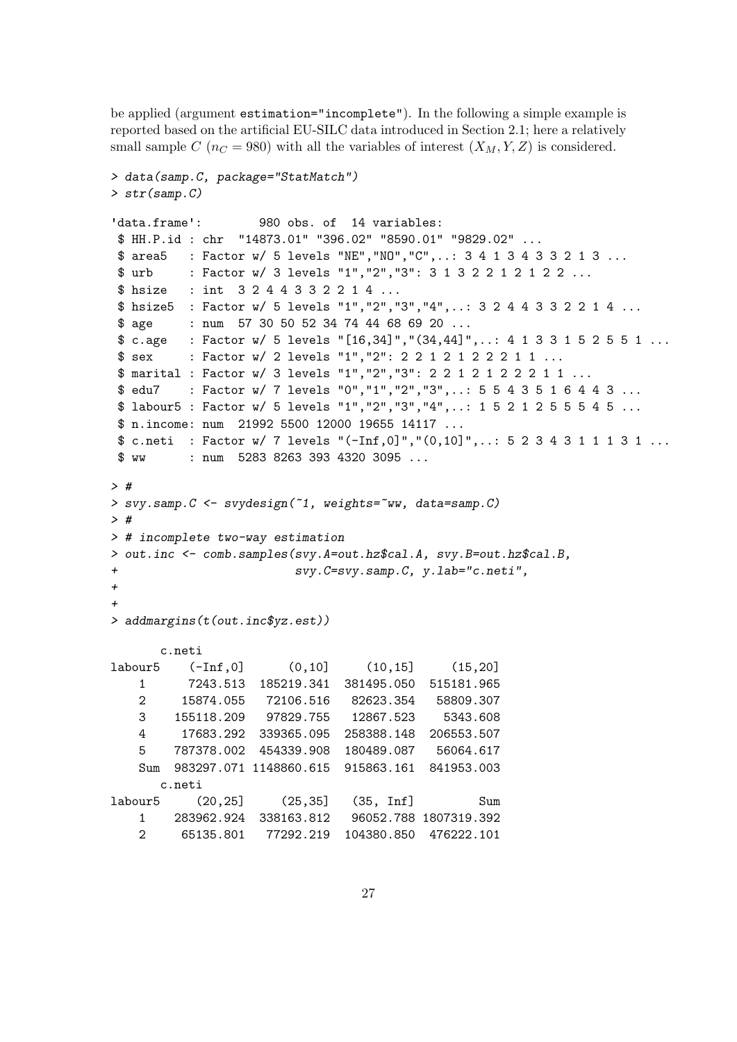be applied (argument `estimation="incomplete"`). In the following a simple example is reported based on the artificial EU-SILC data introduced in Section 2.1; here a relatively small sample $C$ ($n_C = 980$) with all the variables of interest ($X_M, Y, Z$) is considered.

```
> data(samp.C, package="StatMatch")
> str(samp.C)

'data.frame':	980 obs. of  14 variables:
 $ HH.P.id : chr  "14873.01" "396.02" "8590.01" "9829.02" ...
 $ area5   : Factor w/ 5 levels "NE","NO","C",..: 3 4 1 3 4 3 3 2 1 3 ...
 $ urb     : Factor w/ 3 levels "1","2","3": 3 1 3 2 2 1 2 1 2 2 ...
 $ hsize   : int  3 2 4 4 3 3 2 2 1 4 ...
 $ hsize5  : Factor w/ 5 levels "1","2","3","4",..: 3 2 4 4 3 3 2 2 1 4 ...
 $ age     : num  57 30 50 52 34 74 44 68 69 20 ...
 $ c.age   : Factor w/ 5 levels "[16,34]","(34,44]",..: 4 1 3 3 1 5 2 5 5 1 ...
 $ sex     : Factor w/ 2 levels "1","2": 2 2 1 2 1 2 2 2 1 1 ...
 $ marital : Factor w/ 3 levels "1","2","3": 2 2 1 2 1 2 2 2 1 1 ...
 $ edu7    : Factor w/ 7 levels "0","1","2","3",..: 5 5 4 3 5 1 6 4 4 3 ...
 $ labour5 : Factor w/ 5 levels "1","2","3","4",..: 1 5 2 1 2 5 5 5 4 5 ...
 $ n.income: num  21992 5500 12000 19655 14117 ...
 $ c.neti  : Factor w/ 7 levels "(-Inf,0]","(0,10]",..: 5 2 3 4 3 1 1 1 3 1 ...
 $ ww      : num  5283 8263 393 4320 3095 ...

> #
> svy.samp.C <- svydesign(~1, weights=~ww, data=samp.C)
> #
> # incomplete two-way estimation
> out.inc <- comb.samples(svy.A=out.hz$cal.A, svy.B=out.hz$cal.B,
+                         svy.C=svy.samp.C, y.lab="c.neti",
+
+
> addmargins(t(out.inc$yz.est))

       c.neti
labour5    (-Inf,0]      (0,10]     (10,15]     (15,20]
    1      7243.513  185219.341  381495.050  515181.965
    2     15874.055   72106.516   82623.354   58809.307
    3    155118.209   97829.755   12867.523    5343.608
    4     17683.292  339365.095  258388.148  206553.507
    5    787378.002  454339.908  180489.087   56064.617
    Sum  983297.071 1148860.615  915863.161  841953.003
       c.neti
labour5     (20,25]     (25,35]   (35, Inf]         Sum
    1    283962.924  338163.812   96052.788 1807319.392
    2     65135.801   77292.219  104380.850  476222.101
```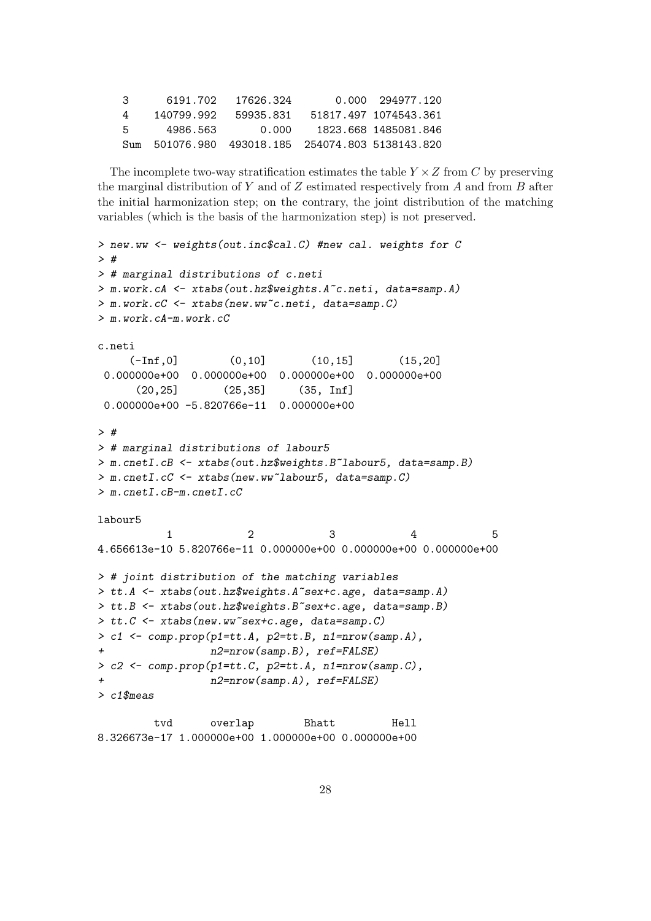```
3      6191.702   17626.324      0.000  294977.120
4    140799.992   59935.831  51817.497 1074543.361
5      4986.563       0.000   1823.668 1485081.846
Sum  501076.980  493018.185 254074.803 5138143.820
```

The incomplete two-way stratification estimates the table $Y \times Z$ from $C$ by preserving the marginal distribution of $Y$ and of $Z$ estimated respectively from $A$ and from $B$ after the initial harmonization step; on the contrary, the joint distribution of the matching variables (which is the basis of the harmonization step) is not preserved.

```
> new.ww <- weights(out.inc$cal.C) #new cal. weights for C
> #
> # marginal distributions of c.neti
> m.work.cA <- xtabs(out.hz$weights.A~c.neti, data=samp.A)
> m.work.cC <- xtabs(new.ww~c.neti, data=samp.C)
> m.work.cA-m.work.cC

c.neti
     (-Inf,0]        (0,10]       (10,15]       (15,20]
 0.000000e+00  0.000000e+00  0.000000e+00  0.000000e+00
      (20,25]       (25,35]     (35, Inf]
 0.000000e+00 -5.820766e-11  0.000000e+00

> #
> # marginal distributions of labour5
> m.cnetI.cB <- xtabs(out.hz$weights.B~labour5, data=samp.B)
> m.cnetI.cC <- xtabs(new.ww~labour5, data=samp.C)
> m.cnetI.cB-m.cnetI.cC

labour5
           1            2            3            4            5
4.656613e-10 5.820766e-11 0.000000e+00 0.000000e+00 0.000000e+00

> # joint distribution of the matching variables
> tt.A <- xtabs(out.hz$weights.A~sex+c.age, data=samp.A)
> tt.B <- xtabs(out.hz$weights.B~sex+c.age, data=samp.B)
> tt.C <- xtabs(new.ww~sex+c.age, data=samp.C)
> c1 <- comp.prop(p1=tt.A, p2=tt.B, n1=nrow(samp.A),
+                 n2=nrow(samp.B), ref=FALSE)
> c2 <- comp.prop(p1=tt.C, p2=tt.A, n1=nrow(samp.C),
+                 n2=nrow(samp.A), ref=FALSE)
> c1$meas

         tvd      overlap        Bhatt         Hell
8.326673e-17 1.000000e+00 1.000000e+00 0.000000e+00
```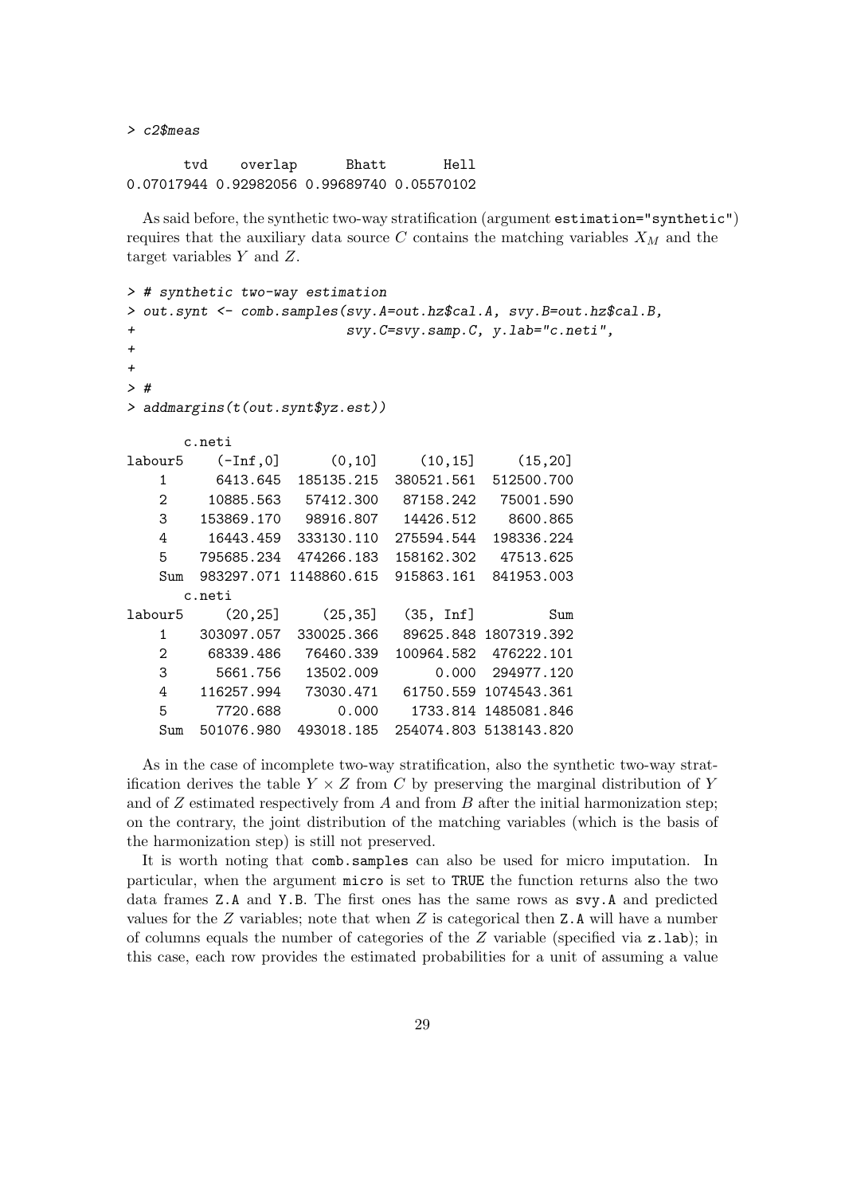```
> c2$meas

       tvd    overlap      Bhatt       Hell
0.07017944 0.92982056 0.99689740 0.05570102
```

As said before, the synthetic two-way stratification (argument `estimation="synthetic"`) requires that the auxiliary data source $C$ contains the matching variables $X_M$ and the target variables $Y$ and $Z$.

```
> # synthetic two-way estimation
> out.synt <- comb.samples(svy.A=out.hz$cal.A, svy.B=out.hz$cal.B,
+                          svy.C=svy.samp.C, y.lab="c.neti",
+
+
> #
> addmargins(t(out.synt$yz.est))

       c.neti
labour5    (-Inf,0]      (0,10]     (10,15]     (15,20]
    1      6413.645  185135.215  380521.561  512500.700
    2     10885.563   57412.300   87158.242   75001.590
    3    153869.170   98916.807   14426.512    8600.865
    4     16443.459  333130.110  275594.544  198336.224
    5    795685.234  474266.183  158162.302   47513.625
    Sum  983297.071 1148860.615  915863.161  841953.003
       c.neti
labour5     (20,25]     (25,35]    (35, Inf]         Sum
    1    303097.057  330025.366   89625.848 1807319.392
    2     68339.486   76460.339  100964.582  476222.101
    3      5661.756   13502.009       0.000  294977.120
    4    116257.994   73030.471   61750.559 1074543.361
    5      7720.688       0.000    1733.814 1485081.846
    Sum  501076.980  493018.185  254074.803 5138143.820
```

As in the case of incomplete two-way stratification, also the synthetic two-way stratification derives the table $Y \times Z$ from $C$ by preserving the marginal distribution of $Y$ and of $Z$ estimated respectively from $A$ and from $B$ after the initial harmonization step; on the contrary, the joint distribution of the matching variables (which is the basis of the harmonization step) is still not preserved.

It is worth noting that `comb.samples` can also be used for micro imputation. In particular, when the argument `micro` is set to `TRUE` the function returns also the two data frames `Z.A` and `Y.B`. The first ones has the same rows as `svy.A` and predicted values for the $Z$ variables; note that when $Z$ is categorical then `Z.A` will have a number of columns equals the number of categories of the $Z$ variable (specified via `z.lab`); in this case, each row provides the estimated probabilities for a unit of assuming a value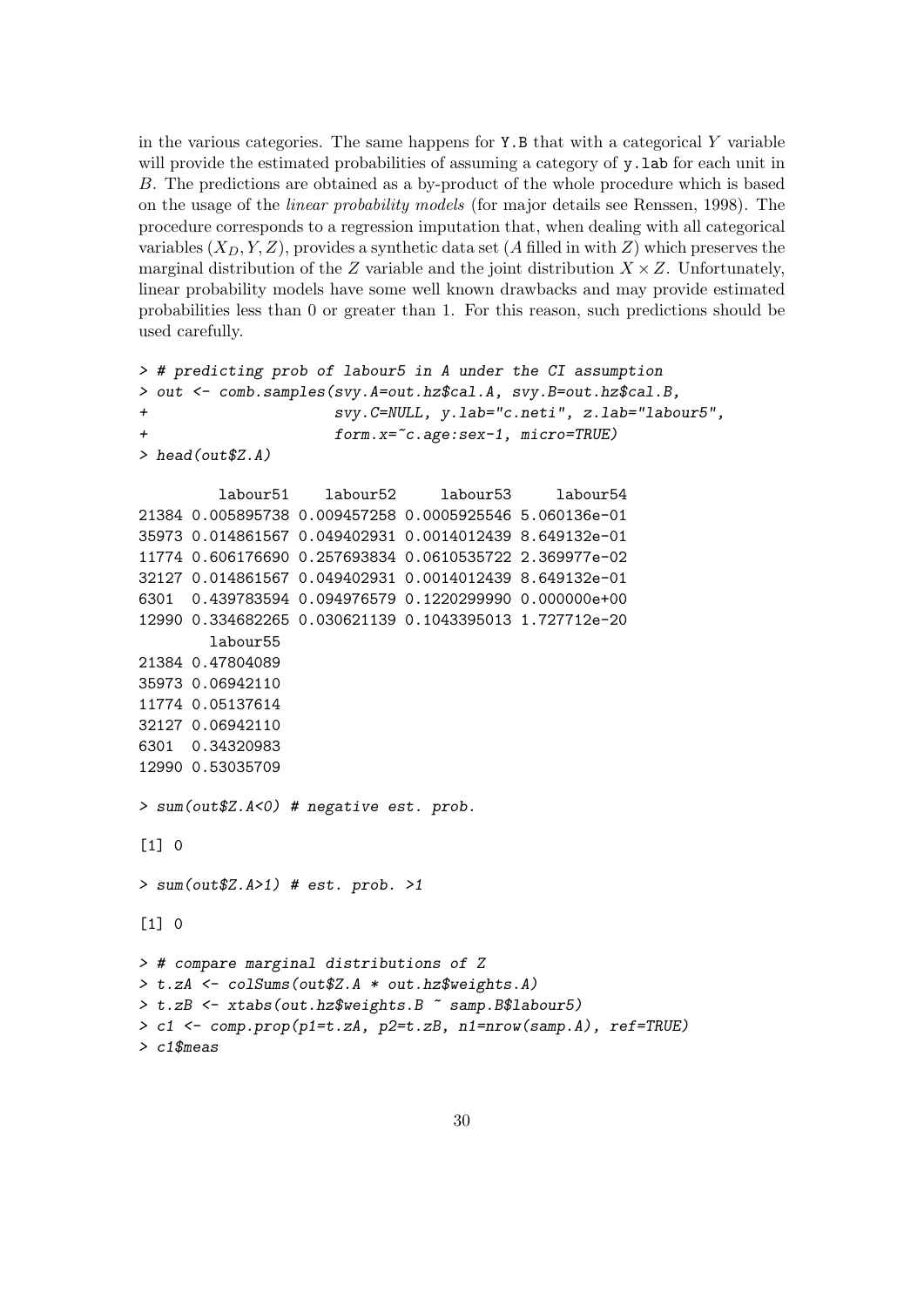in the various categories. The same happens for `Y.B` that with a categorical $Y$ variable will provide the estimated probabilities of assuming a category of `y.lab` for each unit in $B$. The predictions are obtained as a by-product of the whole procedure which is based on the usage of the *linear probability models* (for major details see Renssen, 1998). The procedure corresponds to a regression imputation that, when dealing with all categorical variables $(X_D, Y, Z)$, provides a synthetic data set ($A$ filled in with $Z$) which preserves the marginal distribution of the $Z$ variable and the joint distribution $X \times Z$. Unfortunately, linear probability models have some well known drawbacks and may provide estimated probabilities less than 0 or greater than 1. For this reason, such predictions should be used carefully.

```
> # predicting prob of labour5 in A under the CI assumption
> out <- comb.samples(svy.A=out.hz$cal.A, svy.B=out.hz$cal.B,
+                     svy.C=NULL, y.lab="c.neti", z.lab="labour5",
+                     form.x=~c.age:sex-1, micro=TRUE)
> head(out$Z.A)

         labour51    labour52     labour53     labour54
21384 0.005895738 0.009457258 0.0005925546 5.060136e-01
35973 0.014861567 0.049402931 0.0014012439 8.649132e-01
11774 0.606176690 0.257693834 0.0610535722 2.369977e-02
32127 0.014861567 0.049402931 0.0014012439 8.649132e-01
6301  0.439783594 0.094976579 0.1220299990 0.000000e+00
12990 0.334682265 0.030621139 0.1043395013 1.727712e-20
        labour55
21384 0.47804089
35973 0.06942110
11774 0.05137614
32127 0.06942110
6301  0.34320983
12990 0.53035709

> sum(out$Z.A<0) # negative est. prob.

[1] 0

> sum(out$Z.A>1) # est. prob. >1

[1] 0

> # compare marginal distributions of Z
> t.zA <- colSums(out$Z.A * out.hz$weights.A)
> t.zB <- xtabs(out.hz$weights.B ~ samp.B$labour5)
> c1 <- comp.prop(p1=t.zA, p2=t.zB, n1=nrow(samp.A), ref=TRUE)
> c1$meas
```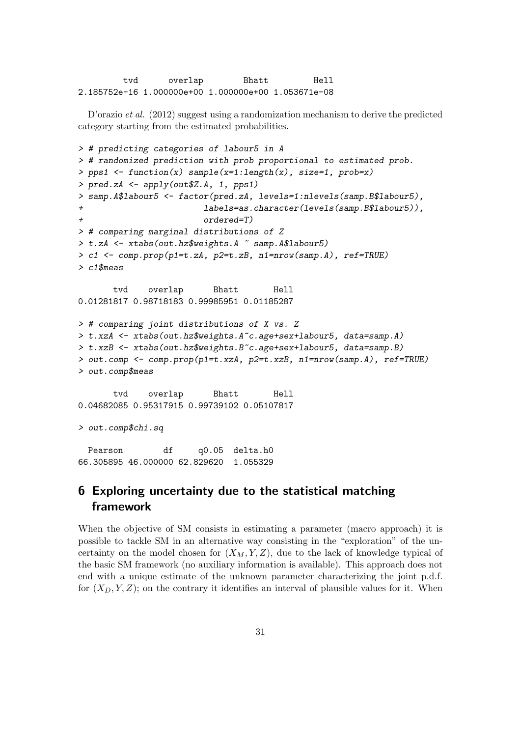```
         tvd      overlap        Bhatt         Hell 
2.185752e-16 1.000000e+00 1.000000e+00 1.053671e-08 
```

D'orazio *et al.* (2012) suggest using a randomization mechanism to derive the predicted category starting from the estimated probabilities.

```
> # predicting categories of labour5 in A
> # randomized prediction with prob proportional to estimated prob.
> pps1 <- function(x) sample(x=1:length(x), size=1, prob=x)
> pred.zA <- apply(out$Z.A, 1, pps1)
> samp.A$labour5 <- factor(pred.zA, levels=1:nlevels(samp.B$labour5),
+                         labels=as.character(levels(samp.B$labour5)),
+                         ordered=T)
> # comparing marginal distributions of Z
> t.zA <- xtabs(out.hz$weights.A ~ samp.A$labour5)
> c1 <- comp.prop(p1=t.zA, p2=t.zB, n1=nrow(samp.A), ref=TRUE)
> c1$meas

       tvd    overlap      Bhatt       Hell 
0.01281817 0.98718183 0.99985951 0.01185287 

> # comparing joint distributions of X vs. Z
> t.xzA <- xtabs(out.hz$weights.A~c.age+sex+labour5, data=samp.A)
> t.xzB <- xtabs(out.hz$weights.B~c.age+sex+labour5, data=samp.B)
> out.comp <- comp.prop(p1=t.xzA, p2=t.xzB, n1=nrow(samp.A), ref=TRUE)
> out.comp$meas

       tvd    overlap      Bhatt       Hell 
0.04682085 0.95317915 0.99739102 0.05107817 

> out.comp$chi.sq

  Pearson        df     q0.05   delta.h0 
66.305895 46.000000 62.829620  1.055329 
```

## 6 Exploring uncertainty due to the statistical matching framework

When the objective of SM consists in estimating a parameter (macro approach) it is possible to tackle SM in an alternative way consisting in the "exploration" of the uncertainty on the model chosen for $(X_M, Y, Z)$, due to the lack of knowledge typical of the basic SM framework (no auxiliary information is available). This approach does not end with a unique estimate of the unknown parameter characterizing the joint p.d.f. for $(X_D, Y, Z)$; on the contrary it identifies an interval of plausible values for it. When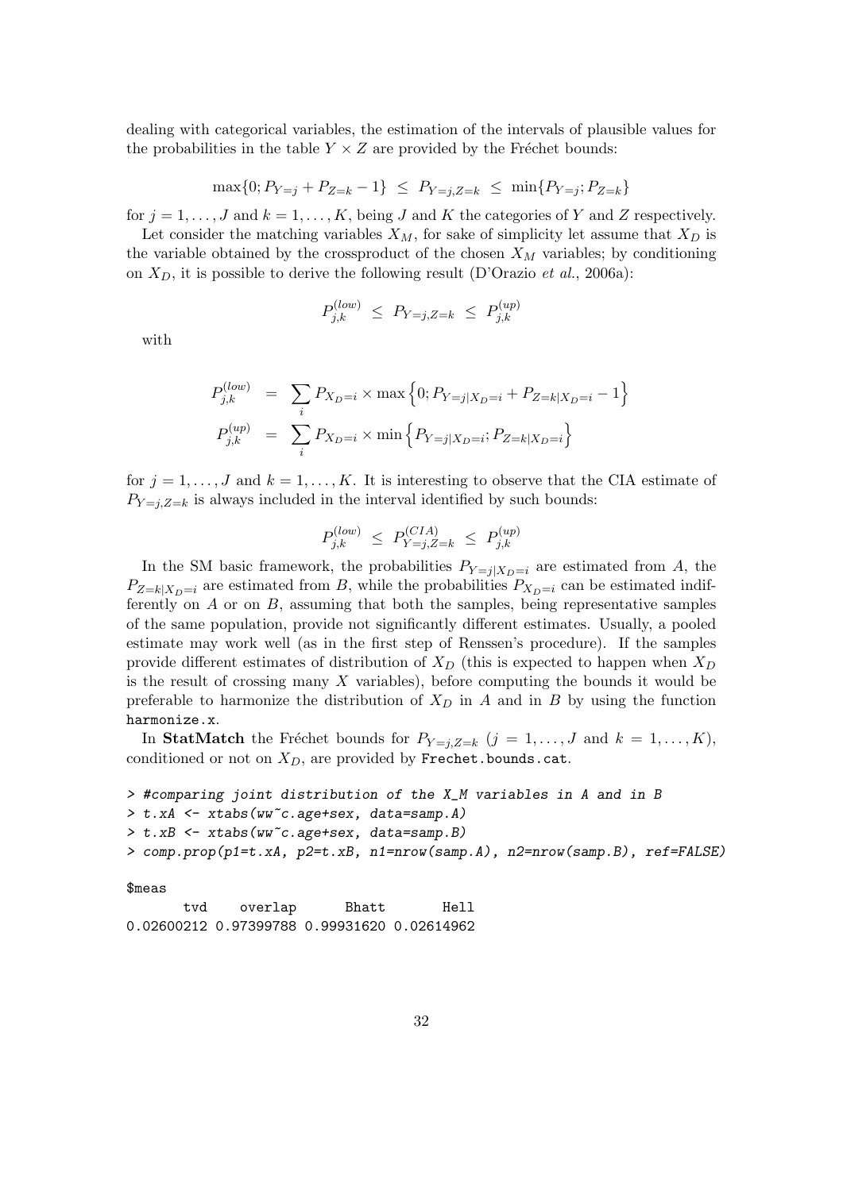dealing with categorical variables, the estimation of the intervals of plausible values for the probabilities in the table $Y \times Z$ are provided by the Fréchet bounds:

$$\max\{0; P_{Y=j} + P_{Z=k} - 1\} \;\leq\; P_{Y=j,Z=k} \;\leq\; \min\{P_{Y=j}; P_{Z=k}\}$$

for $j = 1, \ldots, J$ and $k = 1, \ldots, K$, being $J$ and $K$ the categories of $Y$ and $Z$ respectively.

Let consider the matching variables $X_M$, for sake of simplicity let assume that $X_D$ is the variable obtained by the crossproduct of the chosen $X_M$ variables; by conditioning on $X_D$, it is possible to derive the following result (D'Orazio *et al.*, 2006a):

$$P^{(low)}_{j,k} \;\leq\; P_{Y=j,Z=k} \;\leq\; P^{(up)}_{j,k}$$

with

$$\begin{aligned}
P^{(low)}_{j,k} &= \sum_i P_{X_D=i} \times \max\left\{0; P_{Y=j|X_D=i} + P_{Z=k|X_D=i} - 1\right\} \\
P^{(up)}_{j,k} &= \sum_i P_{X_D=i} \times \min\left\{P_{Y=j|X_D=i}; P_{Z=k|X_D=i}\right\}
\end{aligned}$$

for $j = 1, \ldots, J$ and $k = 1, \ldots, K$. It is interesting to observe that the CIA estimate of $P_{Y=j,Z=k}$ is always included in the interval identified by such bounds:

$$P^{(low)}_{j,k} \;\leq\; P^{(CIA)}_{Y=j,Z=k} \;\leq\; P^{(up)}_{j,k}$$

In the SM basic framework, the probabilities $P_{Y=j|X_D=i}$ are estimated from $A$, the $P_{Z=k|X_D=i}$ are estimated from $B$, while the probabilities $P_{X_D=i}$ can be estimated indifferently on $A$ or on $B$, assuming that both the samples, being representative samples of the same population, provide not significantly different estimates. Usually, a pooled estimate may work well (as in the first step of Renssen's procedure). If the samples provide different estimates of distribution of $X_D$ (this is expected to happen when $X_D$ is the result of crossing many $X$ variables), before computing the bounds it would be preferable to harmonize the distribution of $X_D$ in $A$ and in $B$ by using the function `harmonize.x`.

In **StatMatch** the Fréchet bounds for $P_{Y=j,Z=k}$ ($j = 1, \ldots, J$ and $k = 1, \ldots, K$), conditioned or not on $X_D$, are provided by `Frechet.bounds.cat`.

```
> #comparing joint distribution of the X_M variables in A and in B
> t.xA <- xtabs(ww~c.age+sex, data=samp.A)
> t.xB <- xtabs(ww~c.age+sex, data=samp.B)
> comp.prop(p1=t.xA, p2=t.xB, n1=nrow(samp.A), n2=nrow(samp.B), ref=FALSE)

$meas
       tvd    overlap      Bhatt       Hell 
0.02600212 0.97399788 0.99931620 0.02614962
```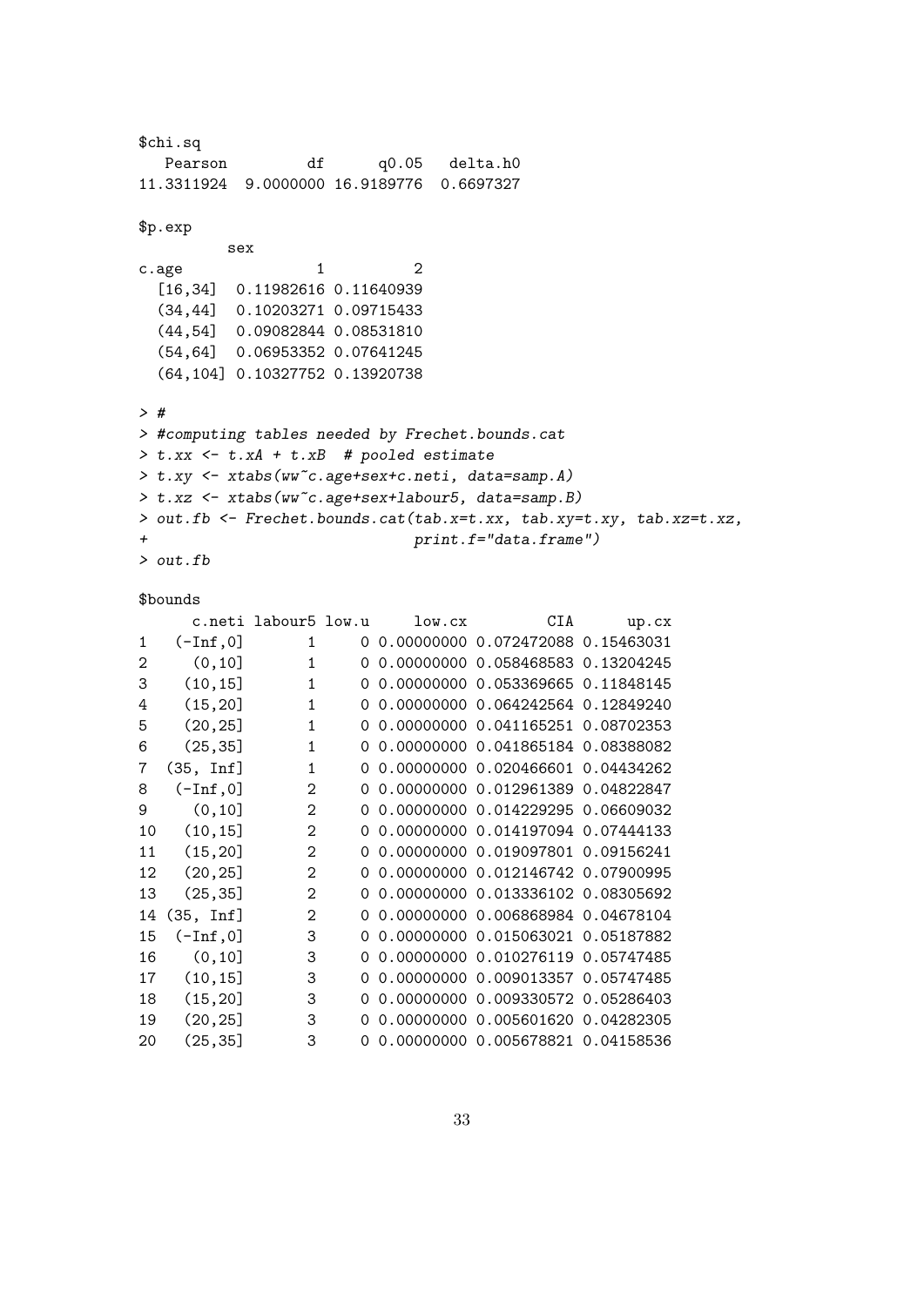```
$chi.sq
   Pearson         df      q0.05   delta.h0
11.3311924  9.0000000 16.9189776  0.6697327

$p.exp
          sex
c.age               1          2
  [16,34]  0.11982616 0.11640939
  (34,44]  0.10203271 0.09715433
  (44,54]  0.09082844 0.08531810
  (54,64]  0.06953352 0.07641245
  (64,104] 0.10327752 0.13920738

> #
> #computing tables needed by Frechet.bounds.cat
> t.xx <- t.xA + t.xB  # pooled estimate
> t.xy <- xtabs(ww~c.age+sex+c.neti, data=samp.A)
> t.xz <- xtabs(ww~c.age+sex+labour5, data=samp.B)
> out.fb <- Frechet.bounds.cat(tab.x=t.xx, tab.xy=t.xy, tab.xz=t.xz,
+                              print.f="data.frame")
> out.fb

$bounds
      c.neti labour5 low.u     low.cx         CIA      up.cx
1   (-Inf,0]       1     0 0.00000000 0.072472088 0.15463031
2     (0,10]       1     0 0.00000000 0.058468583 0.13204245
3    (10,15]       1     0 0.00000000 0.053369665 0.11848145
4    (15,20]       1     0 0.00000000 0.064242564 0.12849240
5    (20,25]       1     0 0.00000000 0.041165251 0.08702353
6    (25,35]       1     0 0.00000000 0.041865184 0.08388082
7  (35, Inf]       1     0 0.00000000 0.020466601 0.04434262
8   (-Inf,0]       2     0 0.00000000 0.012961389 0.04822847
9     (0,10]       2     0 0.00000000 0.014229295 0.06609032
10   (10,15]       2     0 0.00000000 0.014197094 0.07444133
11   (15,20]       2     0 0.00000000 0.019097801 0.09156241
12   (20,25]       2     0 0.00000000 0.012146742 0.07900995
13   (25,35]       2     0 0.00000000 0.013336102 0.08305692
14 (35, Inf]       2     0 0.00000000 0.006868984 0.04678104
15  (-Inf,0]       3     0 0.00000000 0.015063021 0.05187882
16    (0,10]       3     0 0.00000000 0.010276119 0.05747485
17   (10,15]       3     0 0.00000000 0.009013357 0.05747485
18   (15,20]       3     0 0.00000000 0.009330572 0.05286403
19   (20,25]       3     0 0.00000000 0.005601620 0.04282305
20   (25,35]       3     0 0.00000000 0.005678821 0.04158536
```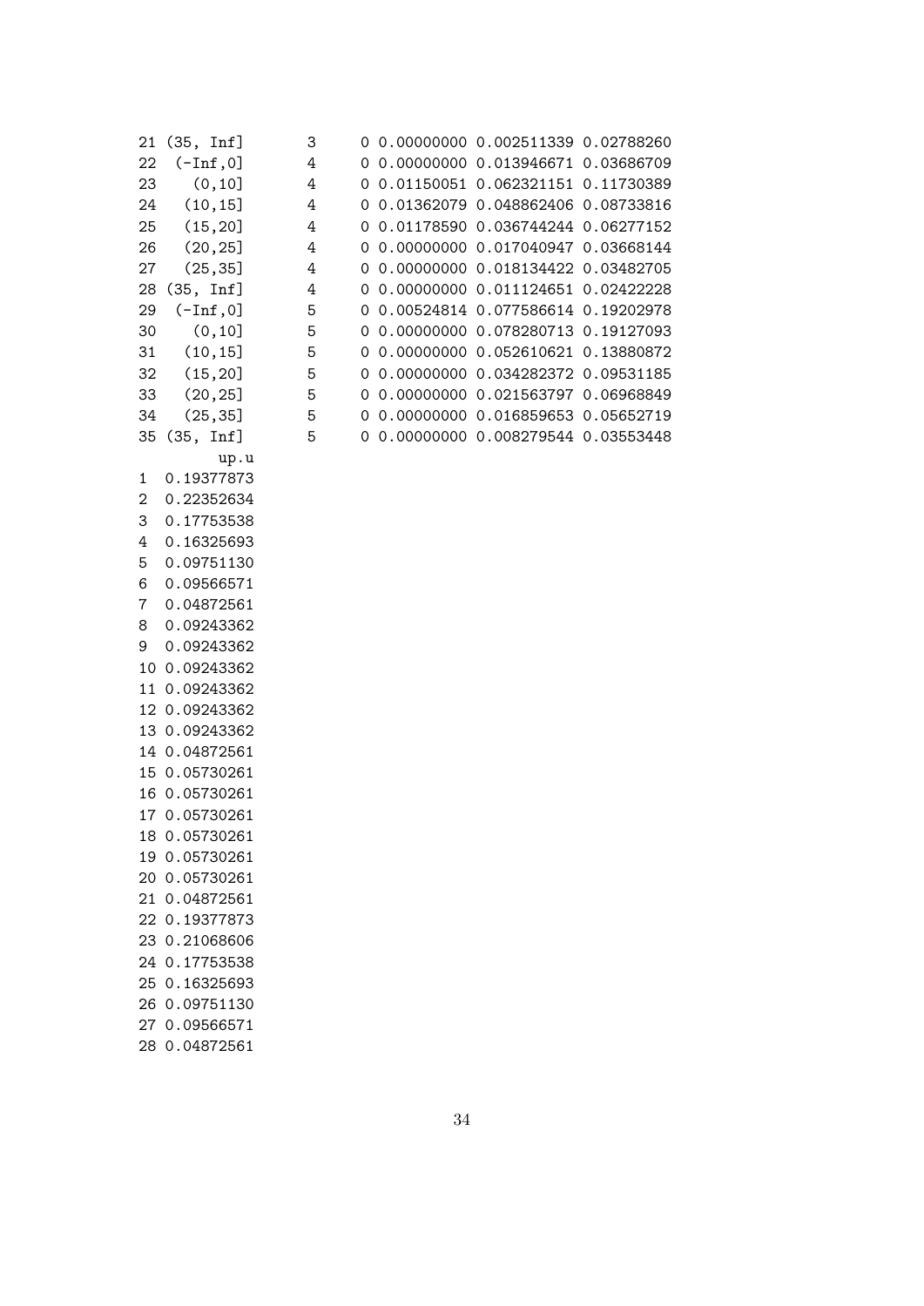```
21 (35, Inf]      3      0 0.00000000 0.002511339 0.02788260
22  (-Inf,0]     4      0 0.00000000 0.013946671 0.03686709
23    (0,10]      4      0 0.01150051 0.062321151 0.11730389
24   (10,15]      4      0 0.01362079 0.048862406 0.08733816
25   (15,20]      4      0 0.01178590 0.036744244 0.06277152
26   (20,25]      4      0 0.00000000 0.017040947 0.03668144
27   (25,35]      4      0 0.00000000 0.018134422 0.03482705
28 (35, Inf]      4      0 0.00000000 0.011124651 0.02422228
29  (-Inf,0]     5      0 0.00524814 0.077586614 0.19202978
30    (0,10]      5      0 0.00000000 0.078280713 0.19127093
31   (10,15]      5      0 0.00000000 0.052610621 0.13880872
32   (15,20]      5      0 0.00000000 0.034282372 0.09531185
33   (20,25]      5      0 0.00000000 0.021563797 0.06968849
34   (25,35]      5      0 0.00000000 0.016859653 0.05652719
35 (35, Inf]      5      0 0.00000000 0.008279544 0.03553448
         up.u
1  0.19377873
2  0.22352634
3  0.17753538
4  0.16325693
5  0.09751130
6  0.09566571
7  0.04872561
8  0.09243362
9  0.09243362
10 0.09243362
11 0.09243362
12 0.09243362
13 0.09243362
14 0.04872561
15 0.05730261
16 0.05730261
17 0.05730261
18 0.05730261
19 0.05730261
20 0.05730261
21 0.04872561
22 0.19377873
23 0.21068606
24 0.17753538
25 0.16325693
26 0.09751130
27 0.09566571
28 0.04872561
```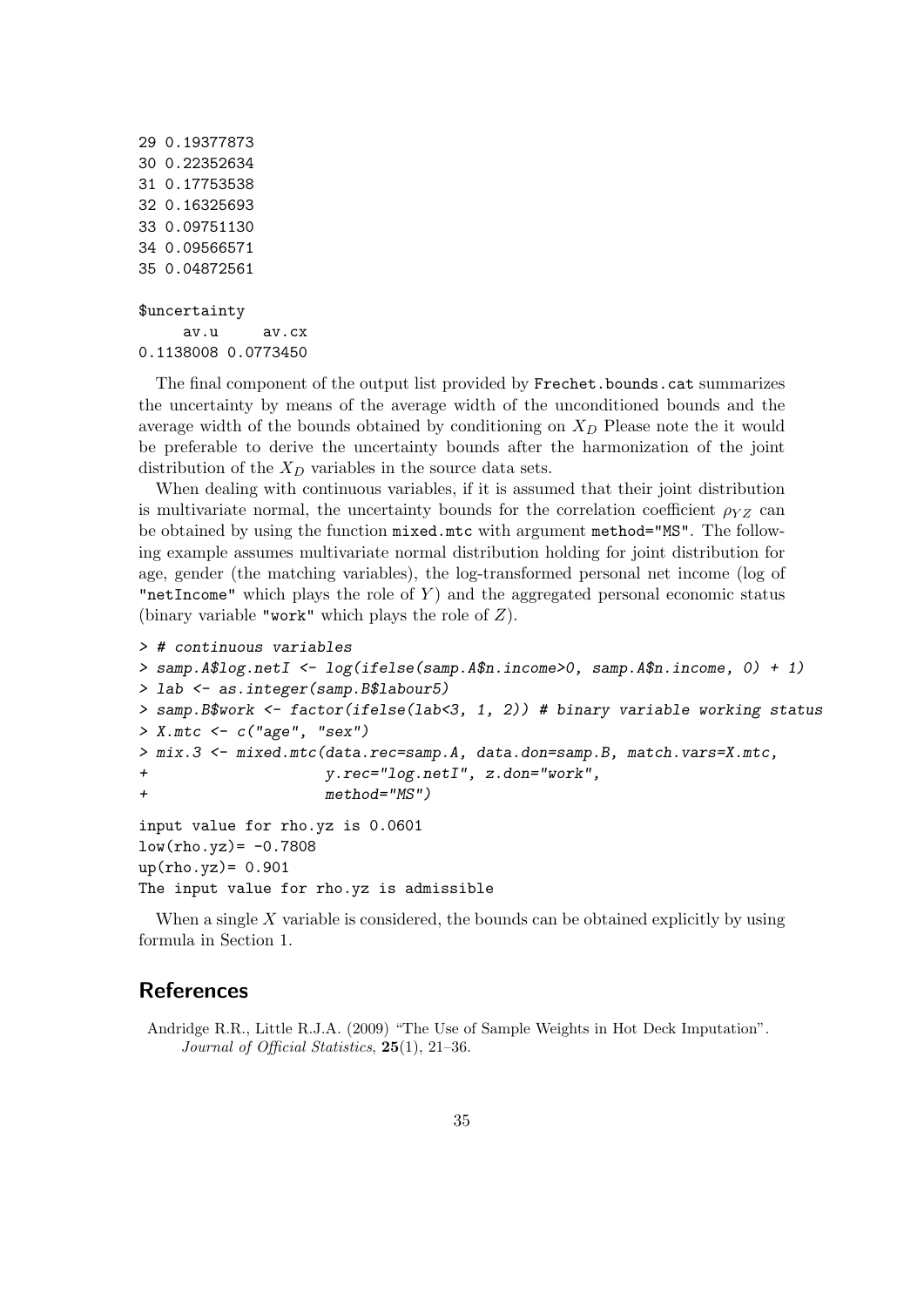```
29 0.19377873
30 0.22352634
31 0.17753538
32 0.16325693
33 0.09751130
34 0.09566571
35 0.04872561

$uncertainty
     av.u     av.cx
0.1138008 0.0773450
```

The final component of the output list provided by `Frechet.bounds.cat` summarizes the uncertainty by means of the average width of the unconditioned bounds and the average width of the bounds obtained by conditioning on $X_D$ Please note the it would be preferable to derive the uncertainty bounds after the harmonization of the joint distribution of the $X_D$ variables in the source data sets.

When dealing with continuous variables, if it is assumed that their joint distribution is multivariate normal, the uncertainty bounds for the correlation coefficient $\rho_{YZ}$ can be obtained by using the function `mixed.mtc` with argument `method="MS"`. The following example assumes multivariate normal distribution holding for joint distribution for age, gender (the matching variables), the log-transformed personal net income (log of `"netIncome"` which plays the role of $Y$) and the aggregated personal economic status (binary variable `"work"` which plays the role of $Z$).

```
> # continuous variables
> samp.A$log.netI <- log(ifelse(samp.A$n.income>0, samp.A$n.income, 0) + 1)
> lab <- as.integer(samp.B$labour5)
> samp.B$work <- factor(ifelse(lab<3, 1, 2)) # binary variable working status
> X.mtc <- c("age", "sex")
> mix.3 <- mixed.mtc(data.rec=samp.A, data.don=samp.B, match.vars=X.mtc,
+                    y.rec="log.netI", z.don="work",
+                    method="MS")
input value for rho.yz is 0.0601
low(rho.yz)= -0.7808
up(rho.yz)= 0.901
The input value for rho.yz is admissible
```

When a single $X$ variable is considered, the bounds can be obtained explicitly by using formula in Section 1.

## References

Andridge R.R., Little R.J.A. (2009) "The Use of Sample Weights in Hot Deck Imputation". *Journal of Official Statistics*, **25**(1), 21–36.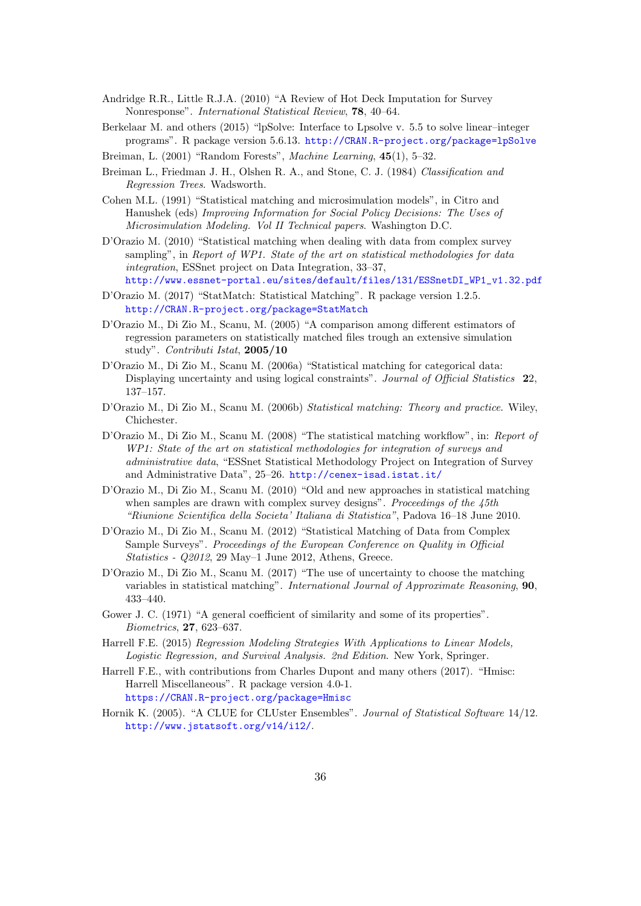Andridge R.R., Little R.J.A. (2010) "A Review of Hot Deck Imputation for Survey Nonresponse". *International Statistical Review*, **78**, 40–64.

Berkelaar M. and others (2015) "lpSolve: Interface to Lpsolve v. 5.5 to solve linear–integer programs". R package version 5.6.13. http://CRAN.R-project.org/package=lpSolve

Breiman, L. (2001) "Random Forests", *Machine Learning*, **45**(1), 5–32.

Breiman L., Friedman J. H., Olshen R. A., and Stone, C. J. (1984) *Classification and Regression Trees*. Wadsworth.

Cohen M.L. (1991) "Statistical matching and microsimulation models", in Citro and Hanushek (eds) *Improving Information for Social Policy Decisions: The Uses of Microsimulation Modeling. Vol II Technical papers*. Washington D.C.

D'Orazio M. (2010) "Statistical matching when dealing with data from complex survey sampling", in *Report of WP1. State of the art on statistical methodologies for data integration*, ESSnet project on Data Integration, 33–37, http://www.essnet-portal.eu/sites/default/files/131/ESSnetDI_WP1_v1.32.pdf

D'Orazio M. (2017) "StatMatch: Statistical Matching". R package version 1.2.5. http://CRAN.R-project.org/package=StatMatch

D'Orazio M., Di Zio M., Scanu, M. (2005) "A comparison among different estimators of regression parameters on statistically matched files trough an extensive simulation study". *Contributi Istat*, **2005/10**

D'Orazio M., Di Zio M., Scanu M. (2006a) "Statistical matching for categorical data: Displaying uncertainty and using logical constraints". *Journal of Official Statistics* **2**2, 137–157.

D'Orazio M., Di Zio M., Scanu M. (2006b) *Statistical matching: Theory and practice*. Wiley, Chichester.

D'Orazio M., Di Zio M., Scanu M. (2008) "The statistical matching workflow", in: *Report of WP1: State of the art on statistical methodologies for integration of surveys and administrative data*, "ESSnet Statistical Methodology Project on Integration of Survey and Administrative Data", 25–26. http://cenex-isad.istat.it/

D'Orazio M., Di Zio M., Scanu M. (2010) "Old and new approaches in statistical matching when samples are drawn with complex survey designs". *Proceedings of the 45th "Riunione Scientifica della Societa' Italiana di Statistica"*, Padova 16–18 June 2010.

D'Orazio M., Di Zio M., Scanu M. (2012) "Statistical Matching of Data from Complex Sample Surveys". *Proceedings of the European Conference on Quality in Official Statistics - Q2012*, 29 May–1 June 2012, Athens, Greece.

D'Orazio M., Di Zio M., Scanu M. (2017) "The use of uncertainty to choose the matching variables in statistical matching". *International Journal of Approximate Reasoning*, **90**, 433–440.

Gower J. C. (1971) "A general coefficient of similarity and some of its properties". *Biometrics*, **27**, 623–637.

Harrell F.E. (2015) *Regression Modeling Strategies With Applications to Linear Models, Logistic Regression, and Survival Analysis. 2nd Edition*. New York, Springer.

Harrell F.E., with contributions from Charles Dupont and many others (2017). "Hmisc: Harrell Miscellaneous". R package version 4.0-1. https://CRAN.R-project.org/package=Hmisc

Hornik K. (2005). "A CLUE for CLUster Ensembles". *Journal of Statistical Software* 14/12. http://www.jstatsoft.org/v14/i12/.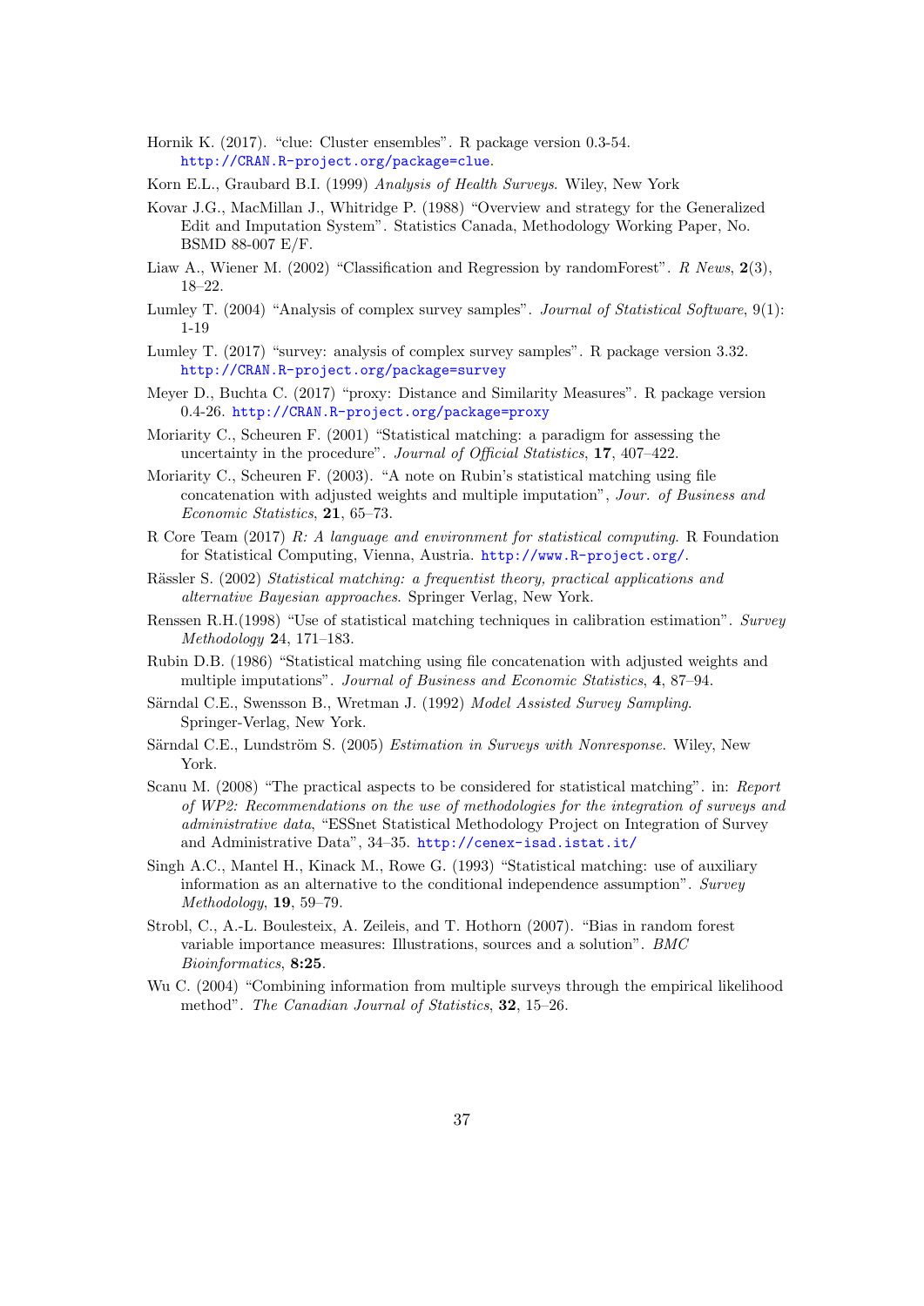Hornik K. (2017). "clue: Cluster ensembles". R package version 0.3-54. http://CRAN.R-project.org/package=clue.

Korn E.L., Graubard B.I. (1999) *Analysis of Health Surveys*. Wiley, New York

Kovar J.G., MacMillan J., Whitridge P. (1988) "Overview and strategy for the Generalized Edit and Imputation System". Statistics Canada, Methodology Working Paper, No. BSMD 88-007 E/F.

Liaw A., Wiener M. (2002) "Classification and Regression by randomForest". *R News*, **2**(3), 18–22.

Lumley T. (2004) "Analysis of complex survey samples". *Journal of Statistical Software*, 9(1): 1-19

Lumley T. (2017) "survey: analysis of complex survey samples". R package version 3.32. http://CRAN.R-project.org/package=survey

Meyer D., Buchta C. (2017) "proxy: Distance and Similarity Measures". R package version 0.4-26. http://CRAN.R-project.org/package=proxy

Moriarity C., Scheuren F. (2001) "Statistical matching: a paradigm for assessing the uncertainty in the procedure". *Journal of Official Statistics*, **17**, 407–422.

Moriarity C., Scheuren F. (2003). "A note on Rubin's statistical matching using file concatenation with adjusted weights and multiple imputation", *Jour. of Business and Economic Statistics*, **21**, 65–73.

R Core Team (2017) *R: A language and environment for statistical computing.* R Foundation for Statistical Computing, Vienna, Austria. http://www.R-project.org/.

Rässler S. (2002) *Statistical matching: a frequentist theory, practical applications and alternative Bayesian approaches*. Springer Verlag, New York.

Renssen R.H.(1998) "Use of statistical matching techniques in calibration estimation". *Survey Methodology* **2**4, 171–183.

Rubin D.B. (1986) "Statistical matching using file concatenation with adjusted weights and multiple imputations". *Journal of Business and Economic Statistics*, **4**, 87–94.

Särndal C.E., Swensson B., Wretman J. (1992) *Model Assisted Survey Sampling*. Springer-Verlag, New York.

Särndal C.E., Lundström S. (2005) *Estimation in Surveys with Nonresponse*. Wiley, New York.

Scanu M. (2008) "The practical aspects to be considered for statistical matching". in: *Report of WP2: Recommendations on the use of methodologies for the integration of surveys and administrative data*, "ESSnet Statistical Methodology Project on Integration of Survey and Administrative Data", 34–35. http://cenex-isad.istat.it/

Singh A.C., Mantel H., Kinack M., Rowe G. (1993) "Statistical matching: use of auxiliary information as an alternative to the conditional independence assumption". *Survey Methodology*, **19**, 59–79.

Strobl, C., A.-L. Boulesteix, A. Zeileis, and T. Hothorn (2007). "Bias in random forest variable importance measures: Illustrations, sources and a solution". *BMC Bioinformatics*, **8:25**.

Wu C. (2004) "Combining information from multiple surveys through the empirical likelihood method". *The Canadian Journal of Statistics*, **32**, 15–26.